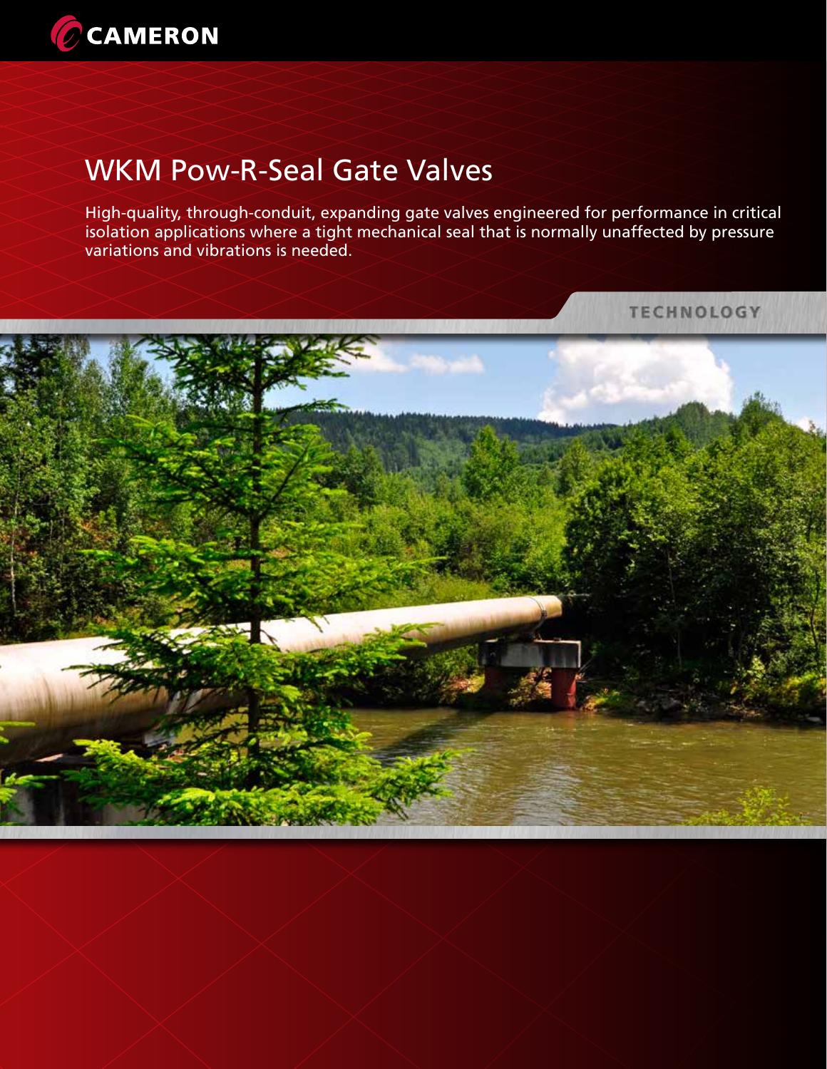CAMERON

# WKM Pow-R-Seal Gate Valves

High-quality, through-conduit, expanding gate valves engineered for performance in critical isolation applications where a tight mechanical seal that is normally unaffected by pressure variations and vibrations is needed.

TECHNOLOGY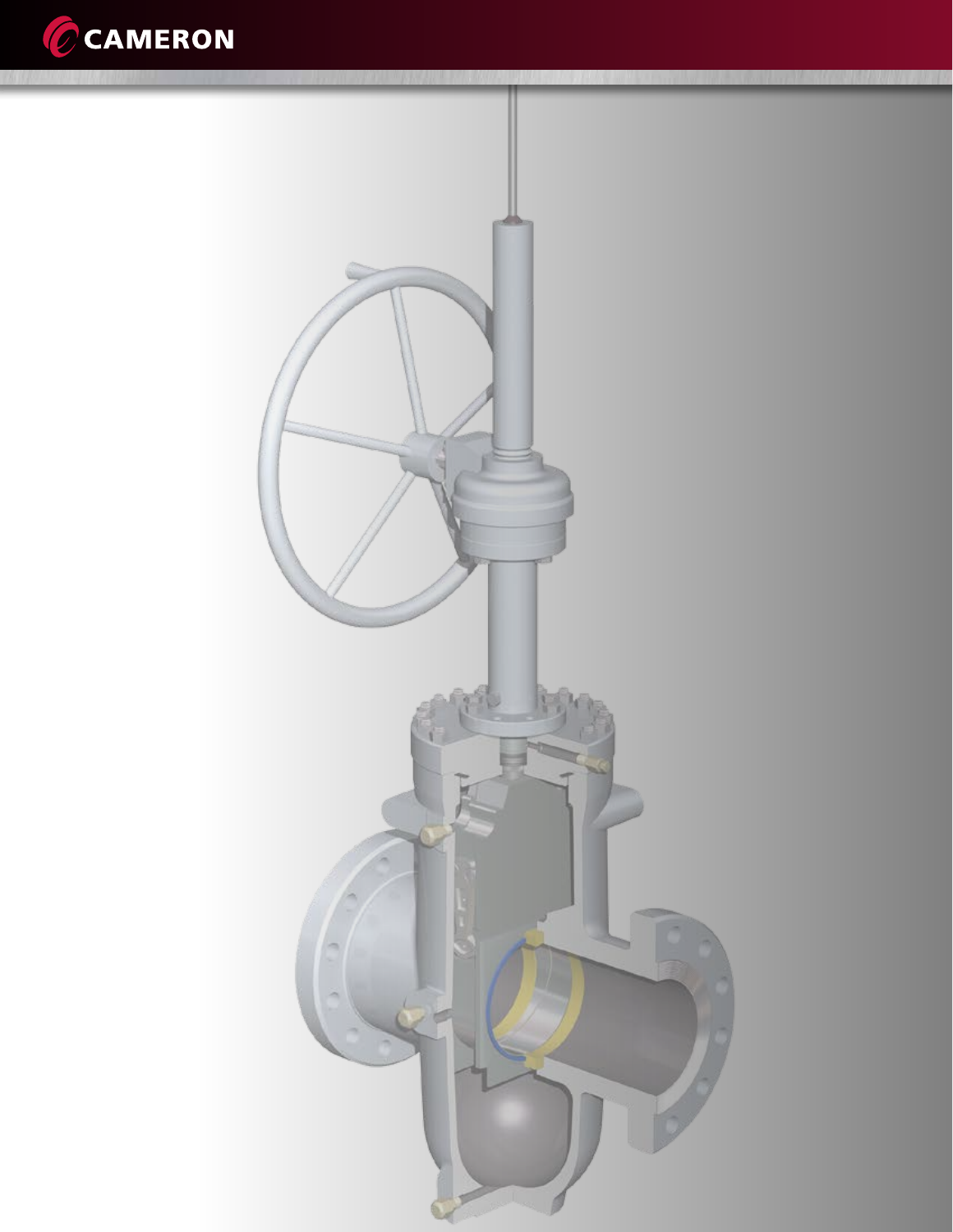CAMERON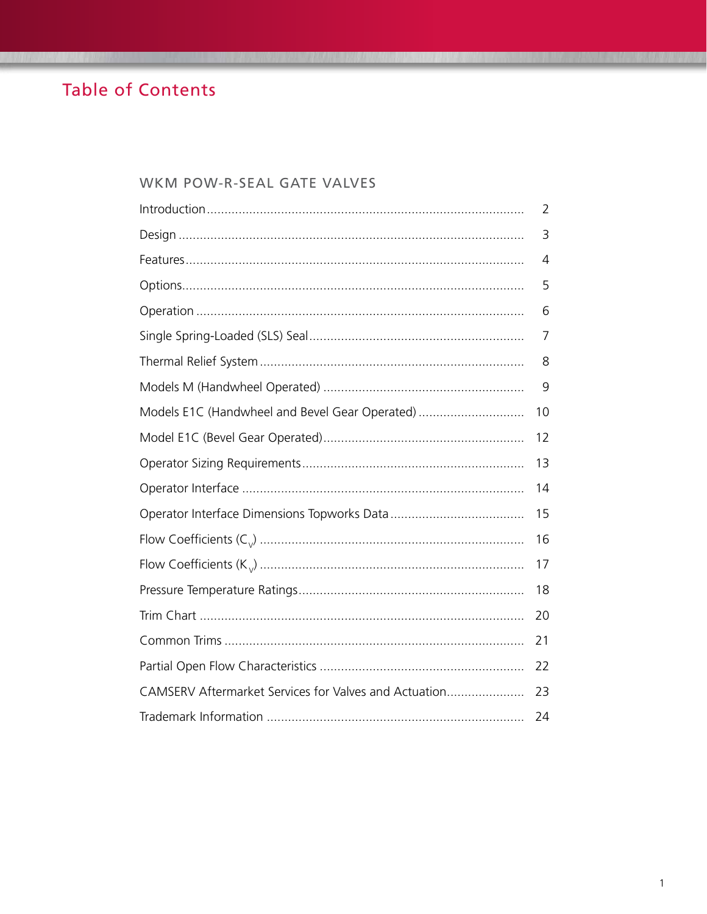# Table of Contents

## WKM POW-R-SEAL GATE VALVES

| | |
|---|---|
| Introduction | 2 |
| Design | 3 |
| Features | 4 |
| Options | 5 |
| Operation | 6 |
| Single Spring-Loaded (SLS) Seal | 7 |
| Thermal Relief System | 8 |
| Models M (Handwheel Operated) | 9 |
| Models E1C (Handwheel and Bevel Gear Operated) | 10 |
| Model E1C (Bevel Gear Operated) | 12 |
| Operator Sizing Requirements | 13 |
| Operator Interface | 14 |
| Operator Interface Dimensions Topworks Data | 15 |
| Flow Coefficients ($C_v$) | 16 |
| Flow Coefficients ($K_v$) | 17 |
| Pressure Temperature Ratings | 18 |
| Trim Chart | 20 |
| Common Trims | 21 |
| Partial Open Flow Characteristics | 22 |
| CAMSERV Aftermarket Services for Valves and Actuation | 23 |
| Trademark Information | 24 |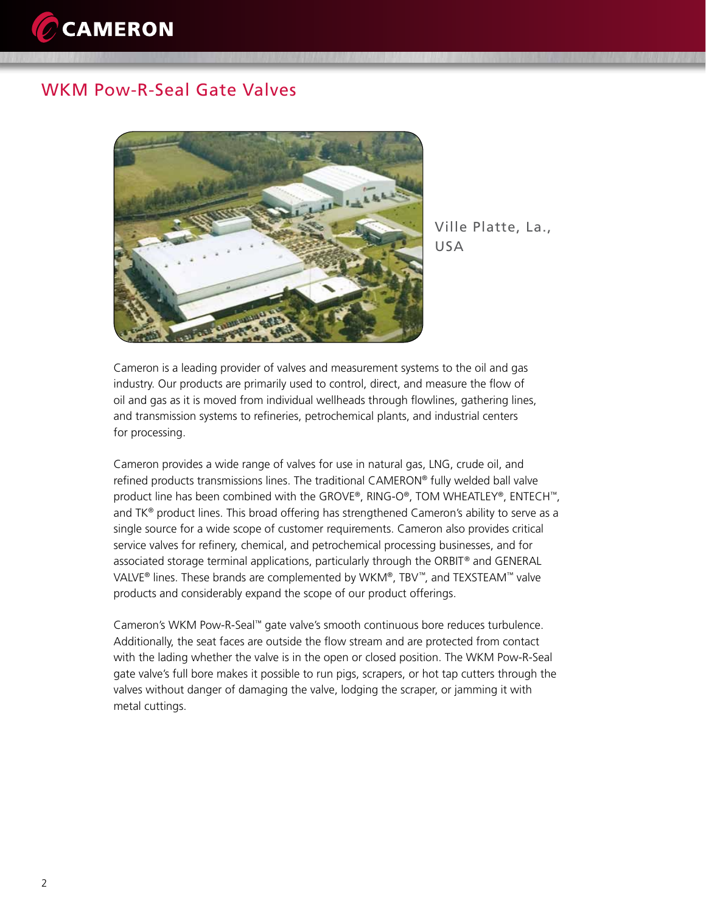# WKM Pow-R-Seal Gate Valves

Ville Platte, La., USA

Cameron is a leading provider of valves and measurement systems to the oil and gas industry. Our products are primarily used to control, direct, and measure the flow of oil and gas as it is moved from individual wellheads through flowlines, gathering lines, and transmission systems to refineries, petrochemical plants, and industrial centers for processing.

Cameron provides a wide range of valves for use in natural gas, LNG, crude oil, and refined products transmissions lines. The traditional CAMERON® fully welded ball valve product line has been combined with the GROVE®, RING-O®, TOM WHEATLEY®, ENTECH™, and TK® product lines. This broad offering has strengthened Cameron's ability to serve as a single source for a wide scope of customer requirements. Cameron also provides critical service valves for refinery, chemical, and petrochemical processing businesses, and for associated storage terminal applications, particularly through the ORBIT® and GENERAL VALVE® lines. These brands are complemented by WKM®, TBV™, and TEXSTEAM™ valve products and considerably expand the scope of our product offerings.

Cameron's WKM Pow-R-Seal™ gate valve's smooth continuous bore reduces turbulence. Additionally, the seat faces are outside the flow stream and are protected from contact with the lading whether the valve is in the open or closed position. The WKM Pow-R-Seal gate valve's full bore makes it possible to run pigs, scrapers, or hot tap cutters through the valves without danger of damaging the valve, lodging the scraper, or jamming it with metal cuttings.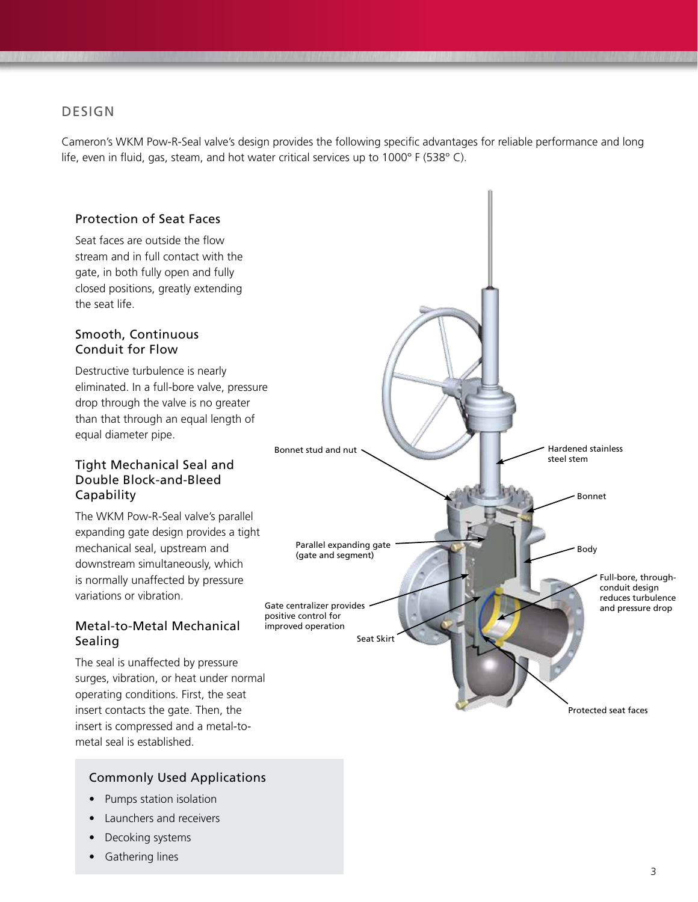## DESIGN

Cameron's WKM Pow-R-Seal valve's design provides the following specific advantages for reliable performance and long life, even in fluid, gas, steam, and hot water critical services up to 1000° F (538° C).

### Protection of Seat Faces

Seat faces are outside the flow stream and in full contact with the gate, in both fully open and fully closed positions, greatly extending the seat life.

### Smooth, Continuous Conduit for Flow

Destructive turbulence is nearly eliminated. In a full-bore valve, pressure drop through the valve is no greater than that through an equal length of equal diameter pipe.

### Tight Mechanical Seal and Double Block-and-Bleed Capability

The WKM Pow-R-Seal valve's parallel expanding gate design provides a tight mechanical seal, upstream and downstream simultaneously, which is normally unaffected by pressure variations or vibration.

### Metal-to-Metal Mechanical Sealing

The seal is unaffected by pressure surges, vibration, or heat under normal operating conditions. First, the seat insert contacts the gate. Then, the insert is compressed and a metal-to-metal seal is established.

### Commonly Used Applications

- Pumps station isolation
- Launchers and receivers
- Decoking systems
- Gathering lines

Bonnet stud and nut

Hardened stainless steel stem

Bonnet

Parallel expanding gate (gate and segment)

Body

Full-bore, through-conduit design reduces turbulence and pressure drop

Gate centralizer provides positive control for improved operation

Seat Skirt

Protected seat faces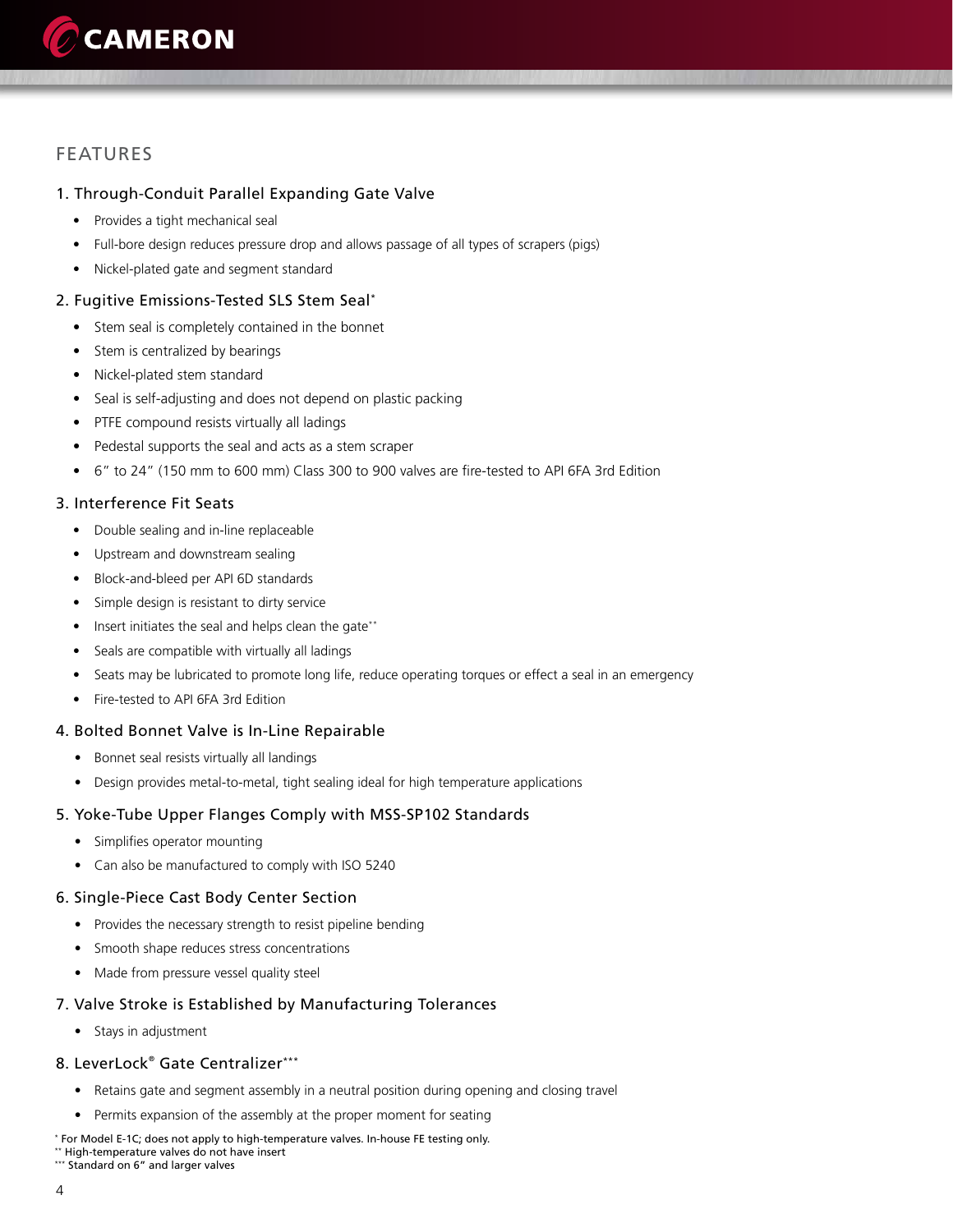## FEATURES

### 1. Through-Conduit Parallel Expanding Gate Valve

- Provides a tight mechanical seal
- Full-bore design reduces pressure drop and allows passage of all types of scrapers (pigs)
- Nickel-plated gate and segment standard

### 2. Fugitive Emissions-Tested SLS Stem Seal*

- Stem seal is completely contained in the bonnet
- Stem is centralized by bearings
- Nickel-plated stem standard
- Seal is self-adjusting and does not depend on plastic packing
- PTFE compound resists virtually all ladings
- Pedestal supports the seal and acts as a stem scraper
- 6” to 24” (150 mm to 600 mm) Class 300 to 900 valves are fire-tested to API 6FA 3rd Edition

### 3. Interference Fit Seats

- Double sealing and in-line replaceable
- Upstream and downstream sealing
- Block-and-bleed per API 6D standards
- Simple design is resistant to dirty service
- Insert initiates the seal and helps clean the gate**
- Seals are compatible with virtually all ladings
- Seats may be lubricated to promote long life, reduce operating torques or effect a seal in an emergency
- Fire-tested to API 6FA 3rd Edition

### 4. Bolted Bonnet Valve is In-Line Repairable

- Bonnet seal resists virtually all landings
- Design provides metal-to-metal, tight sealing ideal for high temperature applications

### 5. Yoke-Tube Upper Flanges Comply with MSS-SP102 Standards

- Simplifies operator mounting
- Can also be manufactured to comply with ISO 5240

### 6. Single-Piece Cast Body Center Section

- Provides the necessary strength to resist pipeline bending
- Smooth shape reduces stress concentrations
- Made from pressure vessel quality steel

### 7. Valve Stroke is Established by Manufacturing Tolerances

- Stays in adjustment

### 8. LeverLock® Gate Centralizer***

- Retains gate and segment assembly in a neutral position during opening and closing travel
- Permits expansion of the assembly at the proper moment for seating

\* For Model E-1C; does not apply to high-temperature valves. In-house FE testing only.
\*\* High-temperature valves do not have insert
\*\*\* Standard on 6” and larger valves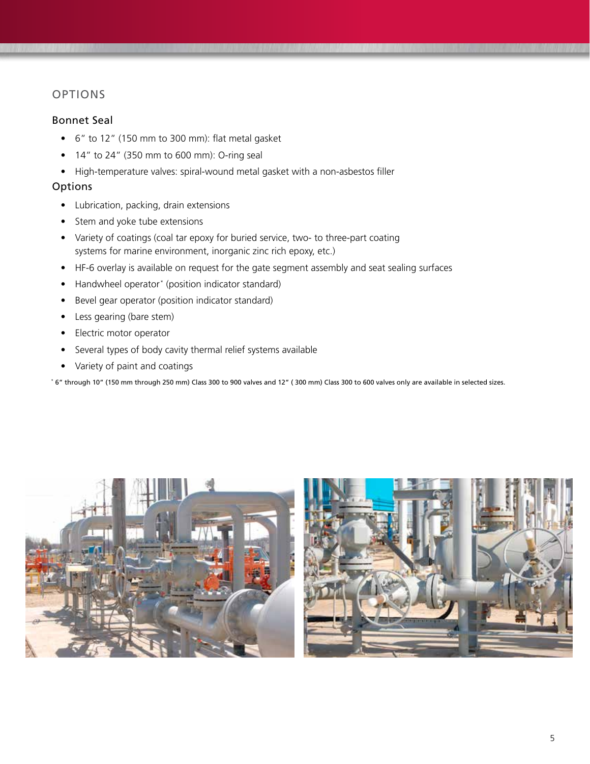## OPTIONS

### Bonnet Seal

- 6" to 12" (150 mm to 300 mm): flat metal gasket
- 14" to 24" (350 mm to 600 mm): O-ring seal
- High-temperature valves: spiral-wound metal gasket with a non-asbestos filler

### Options

- Lubrication, packing, drain extensions
- Stem and yoke tube extensions
- Variety of coatings (coal tar epoxy for buried service, two- to three-part coating systems for marine environment, inorganic zinc rich epoxy, etc.)
- HF-6 overlay is available on request for the gate segment assembly and seat sealing surfaces
- Handwheel operator* (position indicator standard)
- Bevel gear operator (position indicator standard)
- Less gearing (bare stem)
- Electric motor operator
- Several types of body cavity thermal relief systems available
- Variety of paint and coatings

* 6" through 10" (150 mm through 250 mm) Class 300 to 900 valves and 12" ( 300 mm) Class 300 to 600 valves only are available in selected sizes.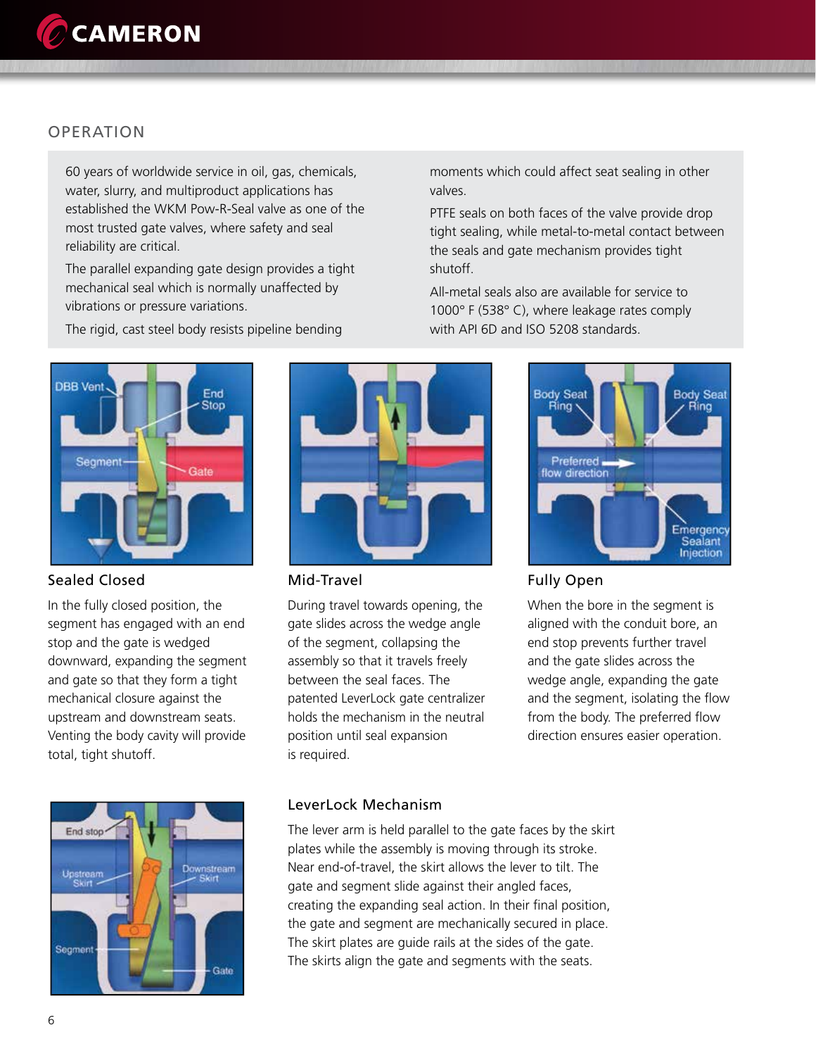## OPERATION

60 years of worldwide service in oil, gas, chemicals, water, slurry, and multiproduct applications has established the WKM Pow-R-Seal valve as one of the most trusted gate valves, where safety and seal reliability are critical.

The parallel expanding gate design provides a tight mechanical seal which is normally unaffected by vibrations or pressure variations.

The rigid, cast steel body resists pipeline bending moments which could affect seat sealing in other valves.

PTFE seals on both faces of the valve provide drop tight sealing, while metal-to-metal contact between the seals and gate mechanism provides tight shutoff.

All-metal seals also are available for service to 1000° F (538° C), where leakage rates comply with API 6D and ISO 5208 standards.

### Sealed Closed

In the fully closed position, the segment has engaged with an end stop and the gate is wedged downward, expanding the segment and gate so that they form a tight mechanical closure against the upstream and downstream seats. Venting the body cavity will provide total, tight shutoff.

### Mid-Travel

During travel towards opening, the gate slides across the wedge angle of the segment, collapsing the assembly so that it travels freely between the seal faces. The patented LeverLock gate centralizer holds the mechanism in the neutral position until seal expansion is required.

### Fully Open

When the bore in the segment is aligned with the conduit bore, an end stop prevents further travel and the gate slides across the wedge angle, expanding the gate and the segment, isolating the flow from the body. The preferred flow direction ensures easier operation.

### LeverLock Mechanism

The lever arm is held parallel to the gate faces by the skirt plates while the assembly is moving through its stroke. Near end-of-travel, the skirt allows the lever to tilt. The gate and segment slide against their angled faces, creating the expanding seal action. In their final position, the gate and segment are mechanically secured in place. The skirt plates are guide rails at the sides of the gate. The skirts align the gate and segments with the seats.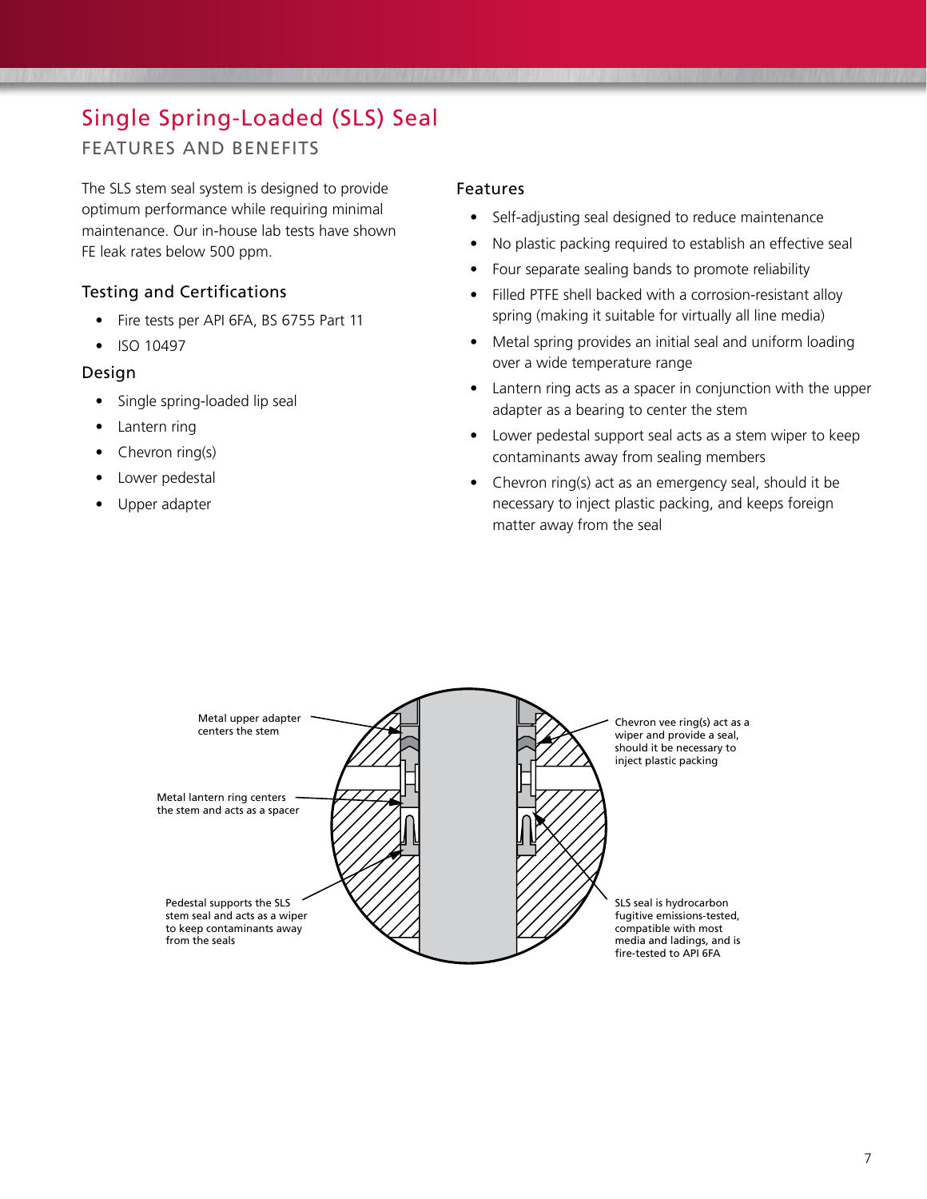# Single Spring-Loaded (SLS) Seal

## FEATURES AND BENEFITS

The SLS stem seal system is designed to provide optimum performance while requiring minimal maintenance. Our in-house lab tests have shown FE leak rates below 500 ppm.

### Testing and Certifications

- Fire tests per API 6FA, BS 6755 Part 11
- ISO 10497

### Design

- Single spring-loaded lip seal
- Lantern ring
- Chevron ring(s)
- Lower pedestal
- Upper adapter

### Features

- Self-adjusting seal designed to reduce maintenance
- No plastic packing required to establish an effective seal
- Four separate sealing bands to promote reliability
- Filled PTFE shell backed with a corrosion-resistant alloy spring (making it suitable for virtually all line media)
- Metal spring provides an initial seal and uniform loading over a wide temperature range
- Lantern ring acts as a spacer in conjunction with the upper adapter as a bearing to center the stem
- Lower pedestal support seal acts as a stem wiper to keep contaminants away from sealing members
- Chevron ring(s) act as an emergency seal, should it be necessary to inject plastic packing, and keeps foreign matter away from the seal

Metal upper adapter centers the stem

Metal lantern ring centers the stem and acts as a spacer

Pedestal supports the SLS stem seal and acts as a wiper to keep contaminants away from the seals

Chevron vee ring(s) act as a wiper and provide a seal, should it be necessary to inject plastic packing

SLS seal is hydrocarbon fugitive emissions-tested, compatible with most media and ladings, and is fire-tested to API 6FA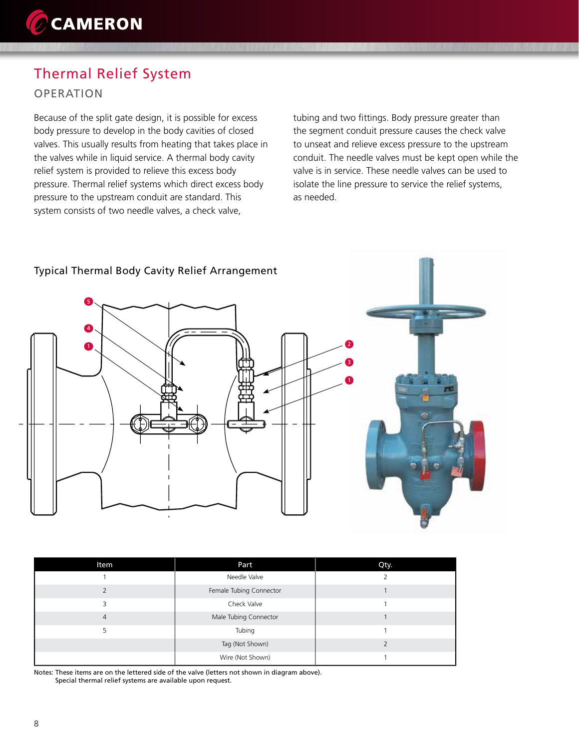# Thermal Relief System

## OPERATION

Because of the split gate design, it is possible for excess body pressure to develop in the body cavities of closed valves. This usually results from heating that takes place in the valves while in liquid service. A thermal body cavity relief system is provided to relieve this excess body pressure. Thermal relief systems which direct excess body pressure to the upstream conduit are standard. This system consists of two needle valves, a check valve, tubing and two fittings. Body pressure greater than the segment conduit pressure causes the check valve to unseat and relieve excess pressure to the upstream conduit. The needle valves must be kept open while the valve is in service. These needle valves can be used to isolate the line pressure to service the relief systems, as needed.

### Typical Thermal Body Cavity Relief Arrangement

| Item | Part | Qty. |
|---|---|---|
| 1 | Needle Valve | 2 |
| 2 | Female Tubing Connector | 1 |
| 3 | Check Valve | 1 |
| 4 | Male Tubing Connector | 1 |
| 5 | Tubing | 1 |
| | Tag (Not Shown) | 2 |
| | Wire (Not Shown) | 1 |

Notes: These items are on the lettered side of the valve (letters not shown in diagram above).
Special thermal relief systems are available upon request.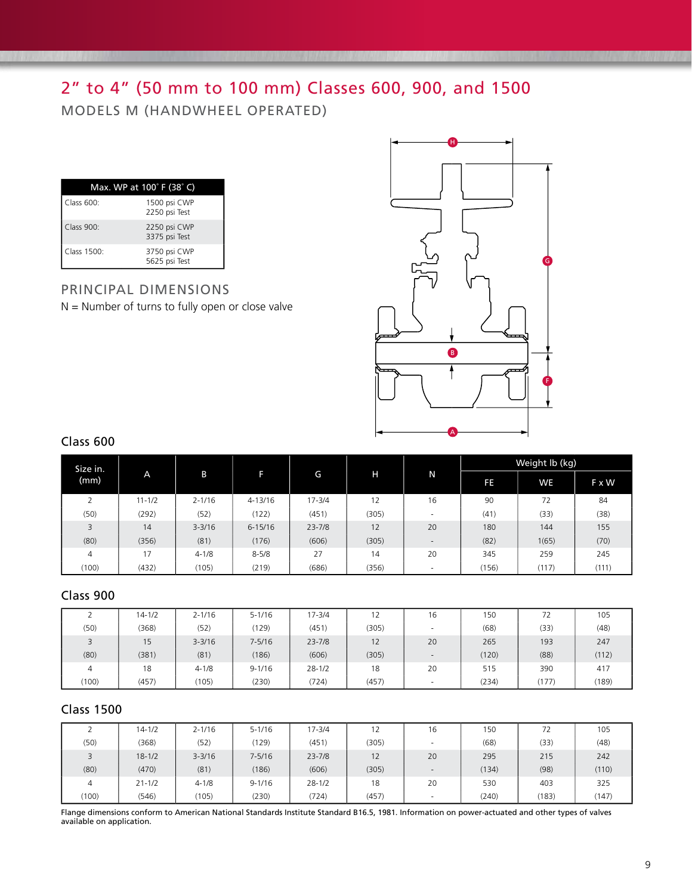# 2" to 4" (50 mm to 100 mm) Classes 600, 900, and 1500

## MODELS M (HANDWHEEL OPERATED)

| Max. WP at 100˚ F (38˚ C) | |
|---|---|
| Class 600: | 1500 psi CWP<br>2250 psi Test |
| Class 900: | 2250 psi CWP<br>3375 psi Test |
| Class 1500: | 3750 psi CWP<br>5625 psi Test |

## PRINCIPAL DIMENSIONS

N = Number of turns to fully open or close valve

### Class 600

| Size in. (mm) | A | B | F | G | H | N | Weight lb (kg) | | |
|---|---|---|---|---|---|---|---|---|---|
| | | | | | | | FE | WE | F x W |
| 2 | 11-1/2 | 2-1/16 | 4-13/16 | 17-3/4 | 12 | 16 | 90 | 72 | 84 |
| (50) | (292) | (52) | (122) | (451) | (305) | - | (41) | (33) | (38) |
| 3 | 14 | 3-3/16 | 6-15/16 | 23-7/8 | 12 | 20 | 180 | 144 | 155 |
| (80) | (356) | (81) | (176) | (606) | (305) | - | (82) | 1(65) | (70) |
| 4 | 17 | 4-1/8 | 8-5/8 | 27 | 14 | 20 | 345 | 259 | 245 |
| (100) | (432) | (105) | (219) | (686) | (356) | - | (156) | (117) | (111) |

### Class 900

| Size in. (mm) | A | B | F | G | H | N | FE | WE | F x W |
|---|---|---|---|---|---|---|---|---|---|
| 2 | 14-1/2 | 2-1/16 | 5-1/16 | 17-3/4 | 12 | 16 | 150 | 72 | 105 |
| (50) | (368) | (52) | (129) | (451) | (305) | - | (68) | (33) | (48) |
| 3 | 15 | 3-3/16 | 7-5/16 | 23-7/8 | 12 | 20 | 265 | 193 | 247 |
| (80) | (381) | (81) | (186) | (606) | (305) | - | (120) | (88) | (112) |
| 4 | 18 | 4-1/8 | 9-1/16 | 28-1/2 | 18 | 20 | 515 | 390 | 417 |
| (100) | (457) | (105) | (230) | (724) | (457) | - | (234) | (177) | (189) |

### Class 1500

| Size in. (mm) | A | B | F | G | H | N | FE | WE | F x W |
|---|---|---|---|---|---|---|---|---|---|
| 2 | 14-1/2 | 2-1/16 | 5-1/16 | 17-3/4 | 12 | 16 | 150 | 72 | 105 |
| (50) | (368) | (52) | (129) | (451) | (305) | - | (68) | (33) | (48) |
| 3 | 18-1/2 | 3-3/16 | 7-5/16 | 23-7/8 | 12 | 20 | 295 | 215 | 242 |
| (80) | (470) | (81) | (186) | (606) | (305) | - | (134) | (98) | (110) |
| 4 | 21-1/2 | 4-1/8 | 9-1/16 | 28-1/2 | 18 | 20 | 530 | 403 | 325 |
| (100) | (546) | (105) | (230) | (724) | (457) | - | (240) | (183) | (147) |

Flange dimensions conform to American National Standards Institute Standard B16.5, 1981. Information on power-actuated and other types of valves available on application.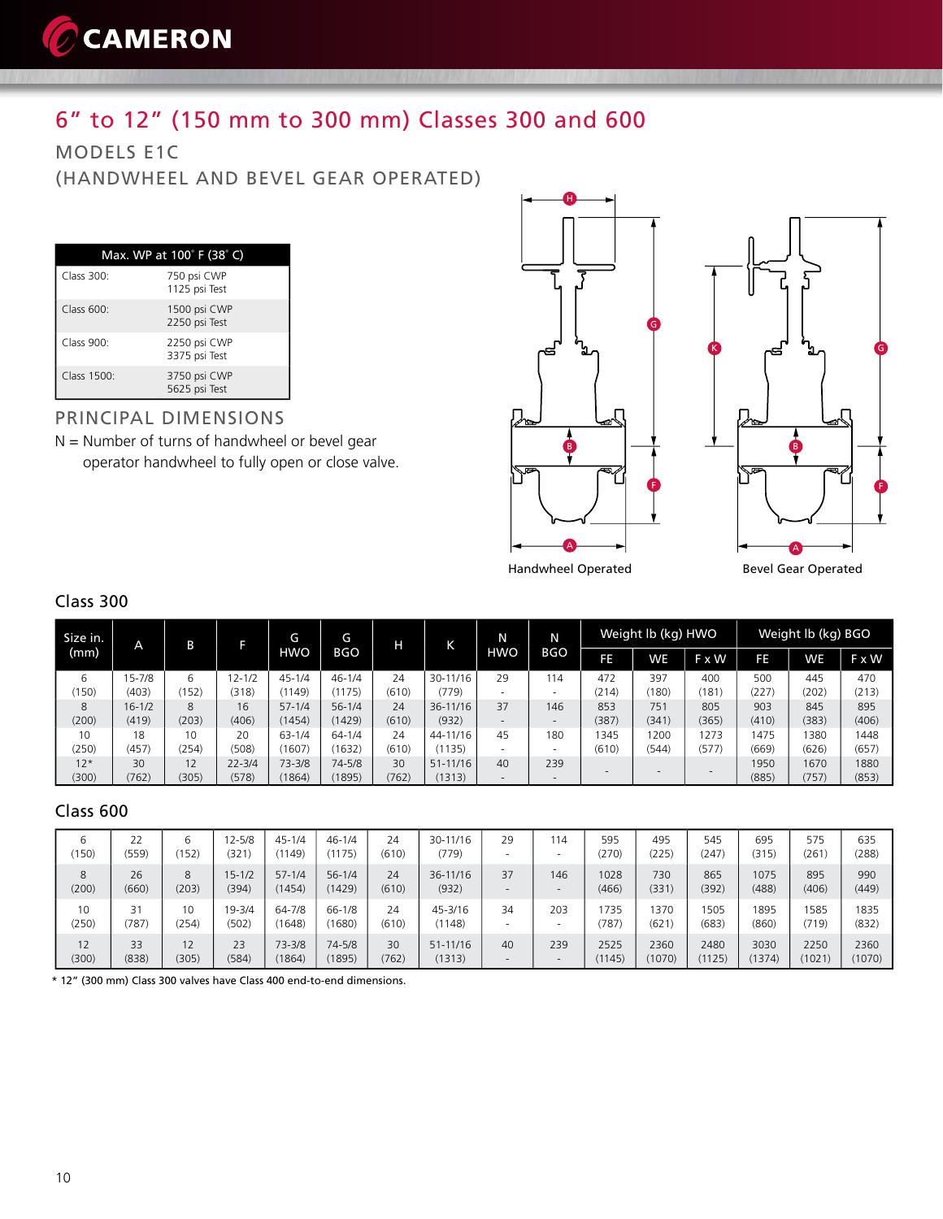# 6" to 12" (150 mm to 300 mm) Classes 300 and 600

## MODELS E1C
## (HANDWHEEL AND BEVEL GEAR OPERATED)

| Max. WP at 100° F (38° C) | |
|---|---|
| Class 300: | 750 psi CWP<br>1125 psi Test |
| Class 600: | 1500 psi CWP<br>2250 psi Test |
| Class 900: | 2250 psi CWP<br>3375 psi Test |
| Class 1500: | 3750 psi CWP<br>5625 psi Test |

## PRINCIPAL DIMENSIONS

N = Number of turns of handwheel or bevel gear operator handwheel to fully open or close valve.

Handwheel Operated

Bevel Gear Operated

### Class 300

| Size in. (mm) | A | B | F | G HWO | G BGO | H | K | N HWO | N BGO | Weight lb (kg) HWO | | | Weight lb (kg) BGO | | |
|---|---|---|---|---|---|---|---|---|---|---|---|---|---|---|---|
| | | | | | | | | | | FE | WE | F x W | FE | WE | F x W |
| 6 (150) | 15-7/8 (403) | 6 (152) | 12-1/2 (318) | 45-1/4 (1149) | 46-1/4 (1175) | 24 (610) | 30-11/16 (779) | 29 - | 114 - | 472 (214) | 397 (180) | 400 (181) | 500 (227) | 445 (202) | 470 (213) |
| 8 (200) | 16-1/2 (419) | 8 (203) | 16 (406) | 57-1/4 (1454) | 56-1/4 (1429) | 24 (610) | 36-11/16 (932) | 37 - | 146 - | 853 (387) | 751 (341) | 805 (365) | 903 (410) | 845 (383) | 895 (406) |
| 10 (250) | 18 (457) | 10 (254) | 20 (508) | 63-1/4 (1607) | 64-1/4 (1632) | 24 (610) | 44-11/16 (1135) | 45 - | 180 - | 1345 (610) | 1200 (544) | 1273 (577) | 1475 (669) | 1380 (626) | 1448 (657) |
| 12* (300) | 30 (762) | 12 (305) | 22-3/4 (578) | 73-3/8 (1864) | 74-5/8 (1895) | 30 (762) | 51-11/16 (1313) | 40 - | 239 - | - | - | - | 1950 (885) | 1670 (757) | 1880 (853) |

### Class 600

| Size in. (mm) | A | B | F | G HWO | G BGO | H | K | N HWO | N BGO | Weight lb (kg) HWO | | | Weight lb (kg) BGO | | |
|---|---|---|---|---|---|---|---|---|---|---|---|---|---|---|---|
| | | | | | | | | | | FE | WE | F x W | FE | WE | F x W |
| 6 (150) | 22 (559) | 6 (152) | 12-5/8 (321) | 45-1/4 (1149) | 46-1/4 (1175) | 24 (610) | 30-11/16 (779) | 29 - | 114 - | 595 (270) | 495 (225) | 545 (247) | 695 (315) | 575 (261) | 635 (288) |
| 8 (200) | 26 (660) | 8 (203) | 15-1/2 (394) | 57-1/4 (1454) | 56-1/4 (1429) | 24 (610) | 36-11/16 (932) | 37 - | 146 - | 1028 (466) | 730 (331) | 865 (392) | 1075 (488) | 895 (406) | 990 (449) |
| 10 (250) | 31 (787) | 10 (254) | 19-3/4 (502) | 64-7/8 (1648) | 66-1/8 (1680) | 24 (610) | 45-3/16 (1148) | 34 - | 203 - | 1735 (787) | 1370 (621) | 1505 (683) | 1895 (860) | 1585 (719) | 1835 (832) |
| 12 (300) | 33 (838) | 12 (305) | 23 (584) | 73-3/8 (1864) | 74-5/8 (1895) | 30 (762) | 51-11/16 (1313) | 40 - | 239 - | 2525 (1145) | 2360 (1070) | 2480 (1125) | 3030 (1374) | 2250 (1021) | 2360 (1070) |

* 12" (300 mm) Class 300 valves have Class 400 end-to-end dimensions.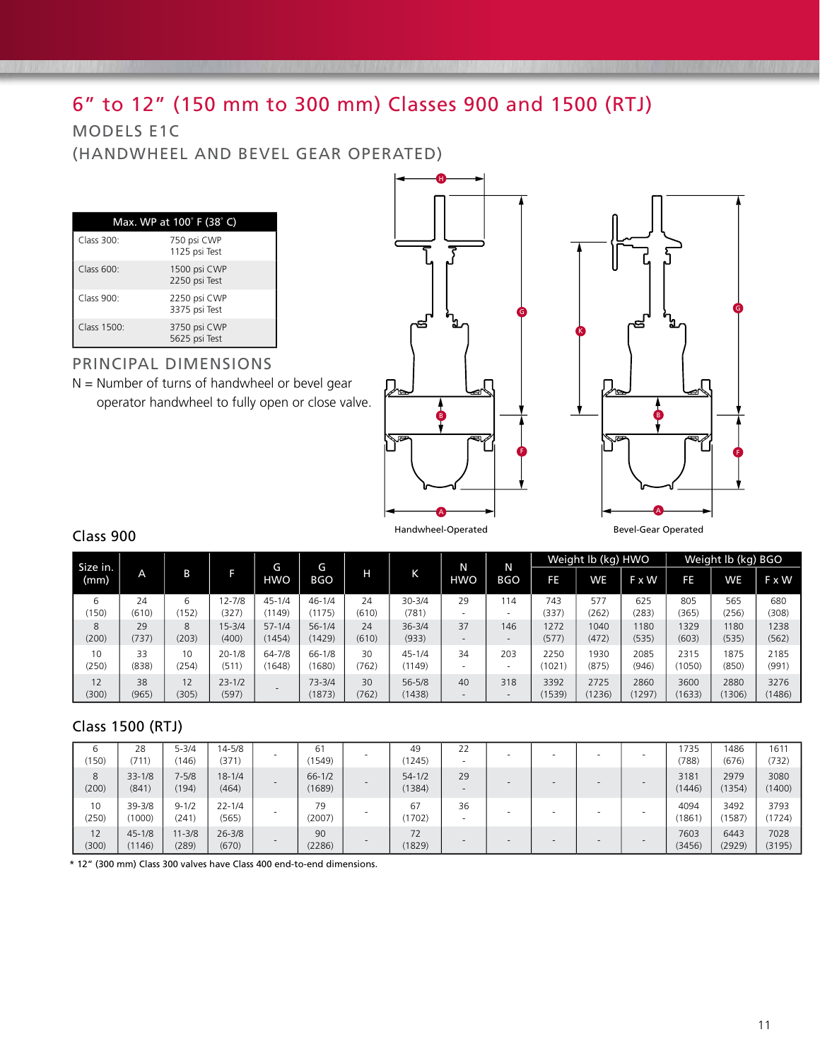# 6" to 12" (150 mm to 300 mm) Classes 900 and 1500 (RTJ)

## MODELS E1C

## (HANDWHEEL AND BEVEL GEAR OPERATED)

| Max. WP at 100° F (38° C) | |
|---|---|
| Class 300: | 750 psi CWP<br>1125 psi Test |
| Class 600: | 1500 psi CWP<br>2250 psi Test |
| Class 900: | 2250 psi CWP<br>3375 psi Test |
| Class 1500: | 3750 psi CWP<br>5625 psi Test |

## PRINCIPAL DIMENSIONS

N = Number of turns of handwheel or bevel gear operator handwheel to fully open or close valve.

Handwheel-Operated

Bevel-Gear Operated

### Class 900

| Size in. (mm) | A | B | F | G HWO | G BGO | H | K | N HWO | N BGO | Weight lb (kg) HWO | | | Weight lb (kg) BGO | | |
|---|---|---|---|---|---|---|---|---|---|---|---|---|---|---|---|
| | | | | | | | | | | FE | WE | F x W | FE | WE | F x W |
| 6 (150) | 24 (610) | 6 (152) | 12-7/8 (327) | 45-1/4 (1149) | 46-1/4 (1175) | 24 (610) | 30-3/4 (781) | 29 - | 114 - | 743 (337) | 577 (262) | 625 (283) | 805 (365) | 565 (256) | 680 (308) |
| 8 (200) | 29 (737) | 8 (203) | 15-3/4 (400) | 57-1/4 (1454) | 56-1/4 (1429) | 24 (610) | 36-3/4 (933) | 37 - | 146 - | 1272 (577) | 1040 (472) | 1180 (535) | 1329 (603) | 1180 (535) | 1238 (562) |
| 10 (250) | 33 (838) | 10 (254) | 20-1/8 (511) | 64-7/8 (1648) | 66-1/8 (1680) | 30 (762) | 45-1/4 (1149) | 34 - | 203 - | 2250 (1021) | 1930 (875) | 2085 (946) | 2315 (1050) | 1875 (850) | 2185 (991) |
| 12 (300) | 38 (965) | 12 (305) | 23-1/2 (597) | - | 73-3/4 (1873) | 30 (762) | 56-5/8 (1438) | 40 - | 318 - | 3392 (1539) | 2725 (1236) | 2860 (1297) | 3600 (1633) | 2880 (1306) | 3276 (1486) |

### Class 1500 (RTJ)

| Size in. (mm) | A | B | F | G HWO | G BGO | H | K | N HWO | N BGO | Weight lb (kg) HWO FE | Weight lb (kg) HWO WE | Weight lb (kg) HWO F x W | Weight lb (kg) BGO FE | Weight lb (kg) BGO WE | Weight lb (kg) BGO F x W |
|---|---|---|---|---|---|---|---|---|---|---|---|---|---|---|---|
| 6 (150) | 28 (711) | 5-3/4 (146) | 14-5/8 (371) | - | 61 (1549) | - | 49 (1245) | 22 - | - | - | - | - | 1735 (788) | 1486 (676) | 1611 (732) |
| 8 (200) | 33-1/8 (841) | 7-5/8 (194) | 18-1/4 (464) | - | 66-1/2 (1689) | - | 54-1/2 (1384) | 29 - | - | - | - | - | 3181 (1446) | 2979 (1354) | 3080 (1400) |
| 10 (250) | 39-3/8 (1000) | 9-1/2 (241) | 22-1/4 (565) | - | 79 (2007) | - | 67 (1702) | 36 - | - | - | - | - | 4094 (1861) | 3492 (1587) | 3793 (1724) |
| 12 (300) | 45-1/8 (1146) | 11-3/8 (289) | 26-3/8 (670) | - | 90 (2286) | - | 72 (1829) | - | - | - | - | - | 7603 (3456) | 6443 (2929) | 7028 (3195) |

\* 12" (300 mm) Class 300 valves have Class 400 end-to-end dimensions.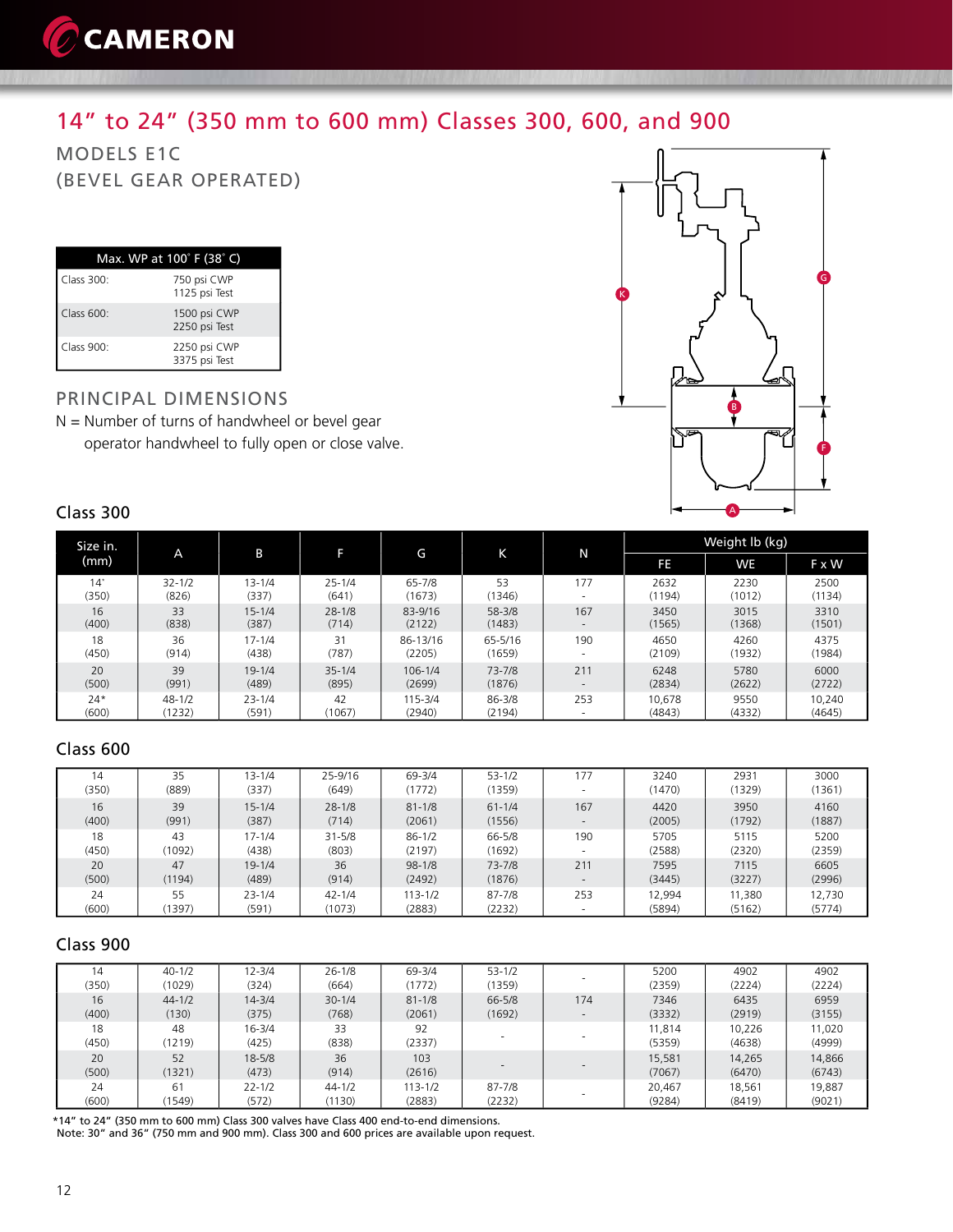# 14" to 24" (350 mm to 600 mm) Classes 300, 600, and 900

## MODELS E1C
## (BEVEL GEAR OPERATED)

| Max. WP at 100° F (38° C) | |
|---|---|
| Class 300: | 750 psi CWP<br>1125 psi Test |
| Class 600: | 1500 psi CWP<br>2250 psi Test |
| Class 900: | 2250 psi CWP<br>3375 psi Test |

## PRINCIPAL DIMENSIONS

N = Number of turns of handwheel or bevel gear operator handwheel to fully open or close valve.

### Class 300

| Size in. (mm) | A | B | F | G | K | N | Weight lb (kg) | | |
|---|---|---|---|---|---|---|---|---|---|
| | | | | | | | FE | WE | F x W |
| 14* (350) | 32-1/2 (826) | 13-1/4 (337) | 25-1/4 (641) | 65-7/8 (1673) | 53 (1346) | 177 - | 2632 (1194) | 2230 (1012) | 2500 (1134) |
| 16 (400) | 33 (838) | 15-1/4 (387) | 28-1/8 (714) | 83-9/16 (2122) | 58-3/8 (1483) | 167 - | 3450 (1565) | 3015 (1368) | 3310 (1501) |
| 18 (450) | 36 (914) | 17-1/4 (438) | 31 (787) | 86-13/16 (2205) | 65-5/16 (1659) | 190 - | 4650 (2109) | 4260 (1932) | 4375 (1984) |
| 20 (500) | 39 (991) | 19-1/4 (489) | 35-1/4 (895) | 106-1/4 (2699) | 73-7/8 (1876) | 211 - | 6248 (2834) | 5780 (2622) | 6000 (2722) |
| 24* (600) | 48-1/2 (1232) | 23-1/4 (591) | 42 (1067) | 115-3/4 (2940) | 86-3/8 (2194) | 253 - | 10,678 (4843) | 9550 (4332) | 10,240 (4645) |

### Class 600

| Size in. (mm) | A | B | F | G | K | N | FE | WE | F x W |
|---|---|---|---|---|---|---|---|---|---|
| 14 (350) | 35 (889) | 13-1/4 (337) | 25-9/16 (649) | 69-3/4 (1772) | 53-1/2 (1359) | 177 - | 3240 (1470) | 2931 (1329) | 3000 (1361) |
| 16 (400) | 39 (991) | 15-1/4 (387) | 28-1/8 (714) | 81-1/8 (2061) | 61-1/4 (1556) | 167 - | 4420 (2005) | 3950 (1792) | 4160 (1887) |
| 18 (450) | 43 (1092) | 17-1/4 (438) | 31-5/8 (803) | 86-1/2 (2197) | 66-5/8 (1692) | 190 - | 5705 (2588) | 5115 (2320) | 5200 (2359) |
| 20 (500) | 47 (1194) | 19-1/4 (489) | 36 (914) | 98-1/8 (2492) | 73-7/8 (1876) | 211 - | 7595 (3445) | 7115 (3227) | 6605 (2996) |
| 24 (600) | 55 (1397) | 23-1/4 (591) | 42-1/4 (1073) | 113-1/2 (2883) | 87-7/8 (2232) | 253 - | 12,994 (5894) | 11,380 (5162) | 12,730 (5774) |

### Class 900

| Size in. (mm) | A | B | F | G | K | N | FE | WE | F x W |
|---|---|---|---|---|---|---|---|---|---|
| 14 (350) | 40-1/2 (1029) | 12-3/4 (324) | 26-1/8 (664) | 69-3/4 (1772) | 53-1/2 (1359) | - | 5200 (2359) | 4902 (2224) | 4902 (2224) |
| 16 (400) | 44-1/2 (130) | 14-3/4 (375) | 30-1/4 (768) | 81-1/8 (2061) | 66-5/8 (1692) | 174 - | 7346 (3332) | 6435 (2919) | 6959 (3155) |
| 18 (450) | 48 (1219) | 16-3/4 (425) | 33 (838) | 92 (2337) | - | - | 11,814 (5359) | 10,226 (4638) | 11,020 (4999) |
| 20 (500) | 52 (1321) | 18-5/8 (473) | 36 (914) | 103 (2616) | - | - | 15,581 (7067) | 14,265 (6470) | 14,866 (6743) |
| 24 (600) | 61 (1549) | 22-1/2 (572) | 44-1/2 (1130) | 113-1/2 (2883) | 87-7/8 (2232) | - | 20,467 (9284) | 18,561 (8419) | 19,887 (9021) |

*14" to 24" (350 mm to 600 mm) Class 300 valves have Class 400 end-to-end dimensions.
Note: 30" and 36" (750 mm and 900 mm). Class 300 and 600 prices are available upon request.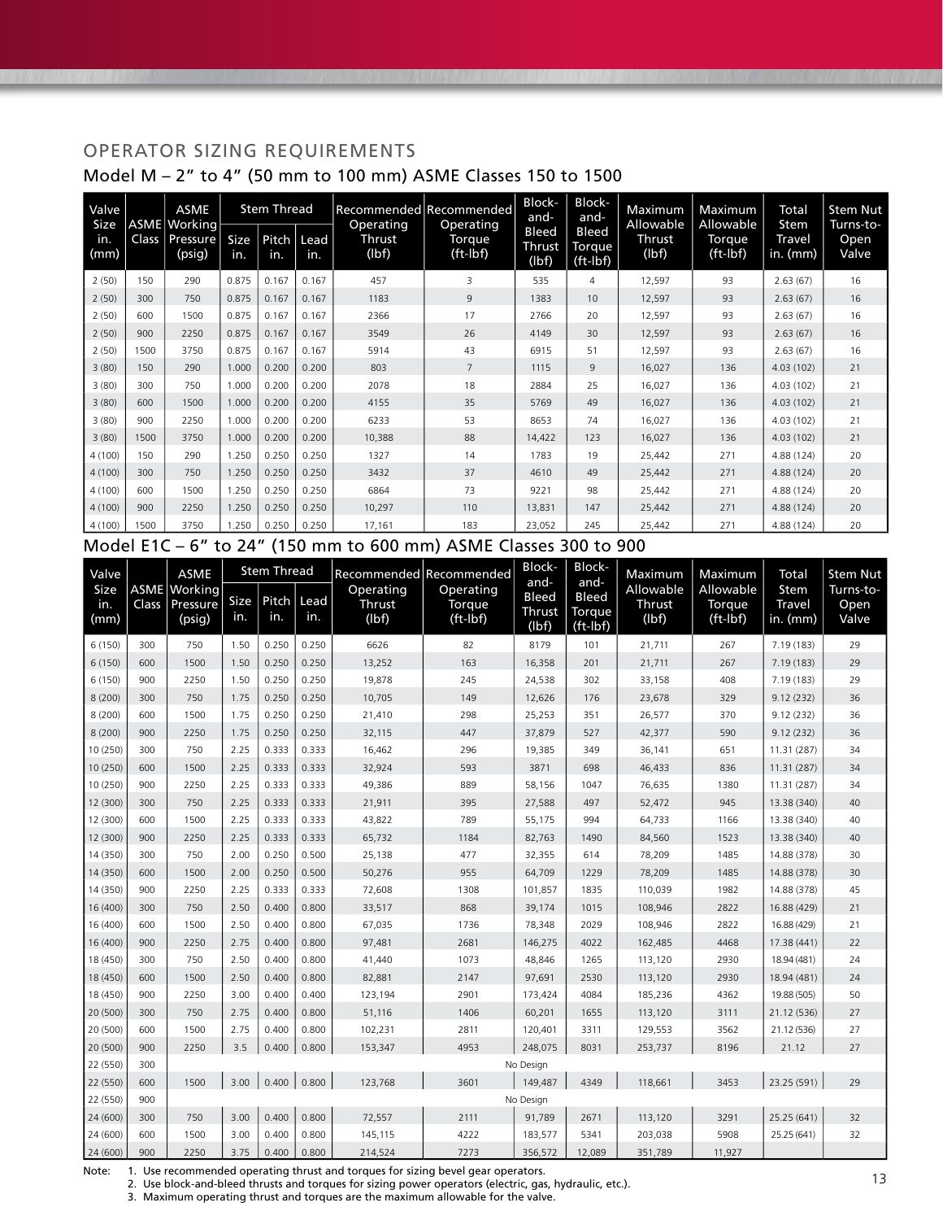## OPERATOR SIZING REQUIREMENTS

### Model M – 2" to 4" (50 mm to 100 mm) ASME Classes 150 to 1500

| Valve Size in. (mm) | ASME Class | ASME Working Pressure (psig) | Stem Thread Size in. | Stem Thread Pitch in. | Stem Thread Lead in. | Recommended Operating Thrust (lbf) | Recommended Operating Torque (ft-lbf) | Block-and-Bleed Thrust (lbf) | Block-and-Bleed Torque (ft-lbf) | Maximum Allowable Thrust (lbf) | Maximum Allowable Torque (ft-lbf) | Total Stem Travel in. (mm) | Stem Nut Turns-to-Open Valve |
|---|---|---|---|---|---|---|---|---|---|---|---|---|---|
| 2 (50) | 150 | 290 | 0.875 | 0.167 | 0.167 | 457 | 3 | 535 | 4 | 12,597 | 93 | 2.63 (67) | 16 |
| 2 (50) | 300 | 750 | 0.875 | 0.167 | 0.167 | 1183 | 9 | 1383 | 10 | 12,597 | 93 | 2.63 (67) | 16 |
| 2 (50) | 600 | 1500 | 0.875 | 0.167 | 0.167 | 2366 | 17 | 2766 | 20 | 12,597 | 93 | 2.63 (67) | 16 |
| 2 (50) | 900 | 2250 | 0.875 | 0.167 | 0.167 | 3549 | 26 | 4149 | 30 | 12,597 | 93 | 2.63 (67) | 16 |
| 2 (50) | 1500 | 3750 | 0.875 | 0.167 | 0.167 | 5914 | 43 | 6915 | 51 | 12,597 | 93 | 2.63 (67) | 16 |
| 3 (80) | 150 | 290 | 1.000 | 0.200 | 0.200 | 803 | 7 | 1115 | 9 | 16,027 | 136 | 4.03 (102) | 21 |
| 3 (80) | 300 | 750 | 1.000 | 0.200 | 0.200 | 2078 | 18 | 2884 | 25 | 16,027 | 136 | 4.03 (102) | 21 |
| 3 (80) | 600 | 1500 | 1.000 | 0.200 | 0.200 | 4155 | 35 | 5769 | 49 | 16,027 | 136 | 4.03 (102) | 21 |
| 3 (80) | 900 | 2250 | 1.000 | 0.200 | 0.200 | 6233 | 53 | 8653 | 74 | 16,027 | 136 | 4.03 (102) | 21 |
| 3 (80) | 1500 | 3750 | 1.000 | 0.200 | 0.200 | 10,388 | 88 | 14,422 | 123 | 16,027 | 136 | 4.03 (102) | 21 |
| 4 (100) | 150 | 290 | 1.250 | 0.250 | 0.250 | 1327 | 14 | 1783 | 19 | 25,442 | 271 | 4.88 (124) | 20 |
| 4 (100) | 300 | 750 | 1.250 | 0.250 | 0.250 | 3432 | 37 | 4610 | 49 | 25,442 | 271 | 4.88 (124) | 20 |
| 4 (100) | 600 | 1500 | 1.250 | 0.250 | 0.250 | 6864 | 73 | 9221 | 98 | 25,442 | 271 | 4.88 (124) | 20 |
| 4 (100) | 900 | 2250 | 1.250 | 0.250 | 0.250 | 10,297 | 110 | 13,831 | 147 | 25,442 | 271 | 4.88 (124) | 20 |
| 4 (100) | 1500 | 3750 | 1.250 | 0.250 | 0.250 | 17,161 | 183 | 23,052 | 245 | 25,442 | 271 | 4.88 (124) | 20 |

### Model E1C – 6" to 24" (150 mm to 600 mm) ASME Classes 300 to 900

| Valve Size in. (mm) | ASME Class | ASME Working Pressure (psig) | Stem Thread Size in. | Stem Thread Pitch in. | Stem Thread Lead in. | Recommended Operating Thrust (lbf) | Recommended Operating Torque (ft-lbf) | Block-and-Bleed Thrust (lbf) | Block-and-Bleed Torque (ft-lbf) | Maximum Allowable Thrust (lbf) | Maximum Allowable Torque (ft-lbf) | Total Stem Travel in. (mm) | Stem Nut Turns-to-Open Valve |
|---|---|---|---|---|---|---|---|---|---|---|---|---|---|
| 6 (150) | 300 | 750 | 1.50 | 0.250 | 0.250 | 6626 | 82 | 8179 | 101 | 21,711 | 267 | 7.19 (183) | 29 |
| 6 (150) | 600 | 1500 | 1.50 | 0.250 | 0.250 | 13,252 | 163 | 16,358 | 201 | 21,711 | 267 | 7.19 (183) | 29 |
| 6 (150) | 900 | 2250 | 1.50 | 0.250 | 0.250 | 19,878 | 245 | 24,538 | 302 | 33,158 | 408 | 7.19 (183) | 29 |
| 8 (200) | 300 | 750 | 1.75 | 0.250 | 0.250 | 10,705 | 149 | 12,626 | 176 | 23,678 | 329 | 9.12 (232) | 36 |
| 8 (200) | 600 | 1500 | 1.75 | 0.250 | 0.250 | 21,410 | 298 | 25,253 | 351 | 26,577 | 370 | 9.12 (232) | 36 |
| 8 (200) | 900 | 2250 | 1.75 | 0.250 | 0.250 | 32,115 | 447 | 37,879 | 527 | 42,377 | 590 | 9.12 (232) | 36 |
| 10 (250) | 300 | 750 | 2.25 | 0.333 | 0.333 | 16,462 | 296 | 19,385 | 349 | 36,141 | 651 | 11.31 (287) | 34 |
| 10 (250) | 600 | 1500 | 2.25 | 0.333 | 0.333 | 32,924 | 593 | 3871 | 698 | 46,433 | 836 | 11.31 (287) | 34 |
| 10 (250) | 900 | 2250 | 2.25 | 0.333 | 0.333 | 49,386 | 889 | 58,156 | 1047 | 76,635 | 1380 | 11.31 (287) | 34 |
| 12 (300) | 300 | 750 | 2.25 | 0.333 | 0.333 | 21,911 | 395 | 27,588 | 497 | 52,472 | 945 | 13.38 (340) | 40 |
| 12 (300) | 600 | 1500 | 2.25 | 0.333 | 0.333 | 43,822 | 789 | 55,175 | 994 | 64,733 | 1166 | 13.38 (340) | 40 |
| 12 (300) | 900 | 2250 | 2.25 | 0.333 | 0.333 | 65,732 | 1184 | 82,763 | 1490 | 84,560 | 1523 | 13.38 (340) | 40 |
| 14 (350) | 300 | 750 | 2.00 | 0.250 | 0.500 | 25,138 | 477 | 32,355 | 614 | 78,209 | 1485 | 14.88 (378) | 30 |
| 14 (350) | 600 | 1500 | 2.00 | 0.250 | 0.500 | 50,276 | 955 | 64,709 | 1229 | 78,209 | 1485 | 14.88 (378) | 30 |
| 14 (350) | 900 | 2250 | 2.25 | 0.333 | 0.333 | 72,608 | 1308 | 101,857 | 1835 | 110,039 | 1982 | 14.88 (378) | 45 |
| 16 (400) | 300 | 750 | 2.50 | 0.400 | 0.800 | 33,517 | 868 | 39,174 | 1015 | 108,946 | 2822 | 16.88 (429) | 21 |
| 16 (400) | 600 | 1500 | 2.50 | 0.400 | 0.800 | 67,035 | 1736 | 78,348 | 2029 | 108,946 | 2822 | 16.88 (429) | 21 |
| 16 (400) | 900 | 2250 | 2.75 | 0.400 | 0.800 | 97,481 | 2681 | 146,275 | 4022 | 162,485 | 4468 | 17.38 (441) | 22 |
| 18 (450) | 300 | 750 | 2.50 | 0.400 | 0.800 | 41,440 | 1073 | 48,846 | 1265 | 113,120 | 2930 | 18.94 (481) | 24 |
| 18 (450) | 600 | 1500 | 2.50 | 0.400 | 0.800 | 82,881 | 2147 | 97,691 | 2530 | 113,120 | 2930 | 18.94 (481) | 24 |
| 18 (450) | 900 | 2250 | 3.00 | 0.400 | 0.400 | 123,194 | 2901 | 173,424 | 4084 | 185,236 | 4362 | 19.88 (505) | 50 |
| 20 (500) | 300 | 750 | 2.75 | 0.400 | 0.800 | 51,116 | 1406 | 60,201 | 1655 | 113,120 | 3111 | 21.12 (536) | 27 |
| 20 (500) | 600 | 1500 | 2.75 | 0.400 | 0.800 | 102,231 | 2811 | 120,401 | 3311 | 129,553 | 3562 | 21.12 (536) | 27 |
| 20 (500) | 900 | 2250 | 3.5 | 0.400 | 0.800 | 153,347 | 4953 | 248,075 | 8031 | 253,737 | 8196 | 21.12 | 27 |
| 22 (550) | 300 | No Design | | | | | | | | | | | |
| 22 (550) | 600 | 1500 | 3.00 | 0.400 | 0.800 | 123,768 | 3601 | 149,487 | 4349 | 118,661 | 3453 | 23.25 (591) | 29 |
| 22 (550) | 900 | No Design | | | | | | | | | | | |
| 24 (600) | 300 | 750 | 3.00 | 0.400 | 0.800 | 72,557 | 2111 | 91,789 | 2671 | 113,120 | 3291 | 25.25 (641) | 32 |
| 24 (600) | 600 | 1500 | 3.00 | 0.400 | 0.800 | 145,115 | 4222 | 183,577 | 5341 | 203,038 | 5908 | 25.25 (641) | 32 |
| 24 (600) | 900 | 2250 | 3.75 | 0.400 | 0.800 | 214,524 | 7273 | 356,572 | 12,089 | 351,789 | 11,927 | | |

Note:
1. Use recommended operating thrust and torques for sizing bevel gear operators.
2. Use block-and-bleed thrusts and torques for sizing power operators (electric, gas, hydraulic, etc.).
3. Maximum operating thrust and torques are the maximum allowable for the valve.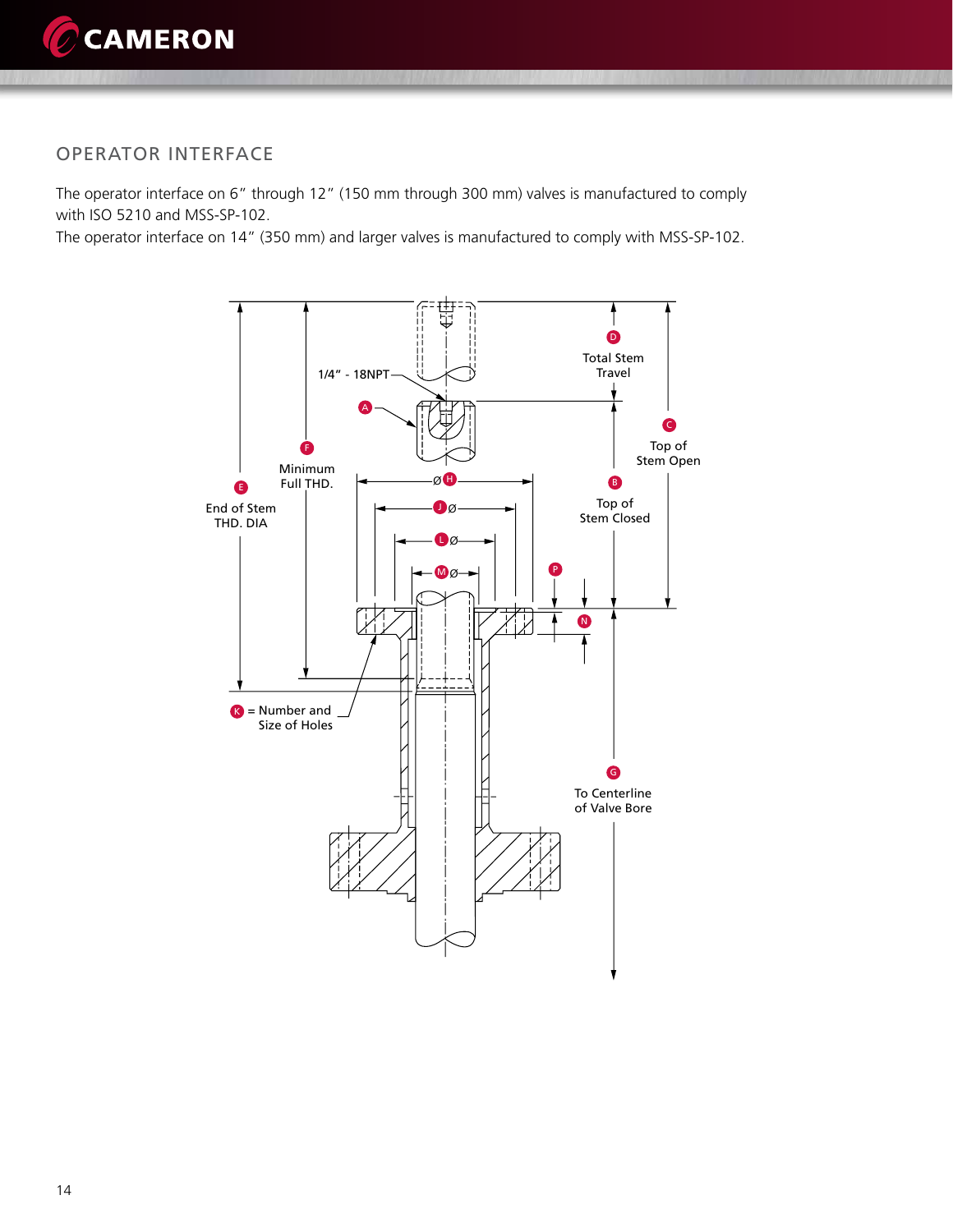## OPERATOR INTERFACE

The operator interface on 6" through 12" (150 mm through 300 mm) valves is manufactured to comply with ISO 5210 and MSS-SP-102.
The operator interface on 14" (350 mm) and larger valves is manufactured to comply with MSS-SP-102.

1/4" - 18NPT

A

B Top of Stem Closed

C Top of Stem Open

D Total Stem Travel

E End of Stem THD. DIA

F Minimum Full THD.

G To Centerline of Valve Bore

ØH

JØ

K = Number and Size of Holes

LØ

MØ

N

P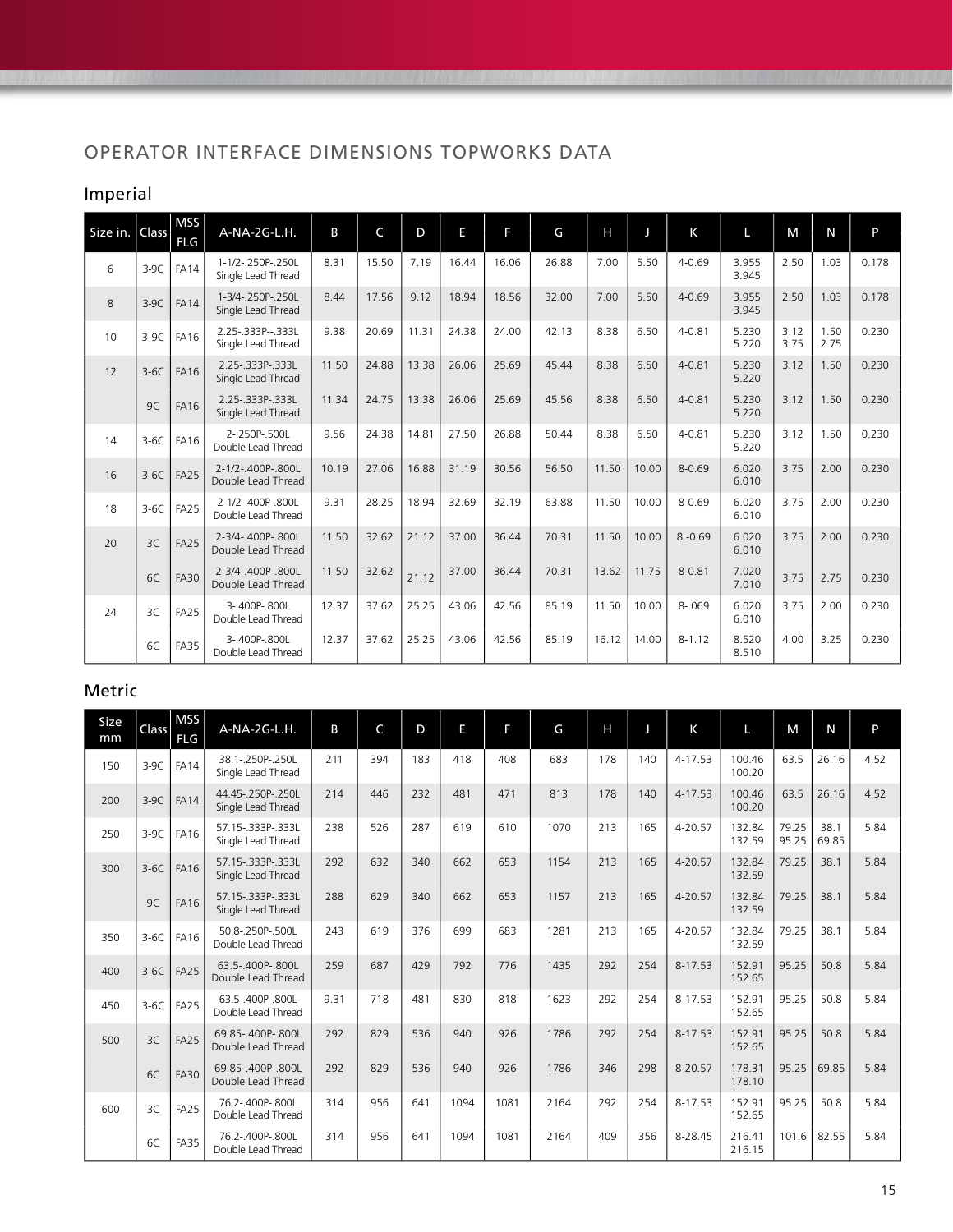## OPERATOR INTERFACE DIMENSIONS TOPWORKS DATA

### Imperial

| Size in. | Class | MSS FLG | A-NA-2G-L.H. | B | C | D | E | F | G | H | J | K | L | M | N | P |
|---|---|---|---|---|---|---|---|---|---|---|---|---|---|---|---|---|
| 6 | 3-9C | FA14 | 1-1/2-.250P-.250L Single Lead Thread | 8.31 | 15.50 | 7.19 | 16.44 | 16.06 | 26.88 | 7.00 | 5.50 | 4-0.69 | 3.955 3.945 | 2.50 | 1.03 | 0.178 |
| 8 | 3-9C | FA14 | 1-3/4-.250P-.250L Single Lead Thread | 8.44 | 17.56 | 9.12 | 18.94 | 18.56 | 32.00 | 7.00 | 5.50 | 4-0.69 | 3.955 3.945 | 2.50 | 1.03 | 0.178 |
| 10 | 3-9C | FA16 | 2.25-.333P--.333L Single Lead Thread | 9.38 | 20.69 | 11.31 | 24.38 | 24.00 | 42.13 | 8.38 | 6.50 | 4-0.81 | 5.230 5.220 | 3.12 3.75 | 1.50 2.75 | 0.230 |
| 12 | 3-6C | FA16 | 2.25-.333P-.333L Single Lead Thread | 11.50 | 24.88 | 13.38 | 26.06 | 25.69 | 45.44 | 8.38 | 6.50 | 4-0.81 | 5.230 5.220 | 3.12 | 1.50 | 0.230 |
| | 9C | FA16 | 2.25-.333P-.333L Single Lead Thread | 11.34 | 24.75 | 13.38 | 26.06 | 25.69 | 45.56 | 8.38 | 6.50 | 4-0.81 | 5.230 5.220 | 3.12 | 1.50 | 0.230 |
| 14 | 3-6C | FA16 | 2-.250P-.500L Double Lead Thread | 9.56 | 24.38 | 14.81 | 27.50 | 26.88 | 50.44 | 8.38 | 6.50 | 4-0.81 | 5.230 5.220 | 3.12 | 1.50 | 0.230 |
| 16 | 3-6C | FA25 | 2-1/2-.400P-.800L Double Lead Thread | 10.19 | 27.06 | 16.88 | 31.19 | 30.56 | 56.50 | 11.50 | 10.00 | 8-0.69 | 6.020 6.010 | 3.75 | 2.00 | 0.230 |
| 18 | 3-6C | FA25 | 2-1/2-.400P-.800L Double Lead Thread | 9.31 | 28.25 | 18.94 | 32.69 | 32.19 | 63.88 | 11.50 | 10.00 | 8-0.69 | 6.020 6.010 | 3.75 | 2.00 | 0.230 |
| 20 | 3C | FA25 | 2-3/4-.400P-.800L Double Lead Thread | 11.50 | 32.62 | 21.12 | 37.00 | 36.44 | 70.31 | 11.50 | 10.00 | 8.-0.69 | 6.020 6.010 | 3.75 | 2.00 | 0.230 |
| | 6C | FA30 | 2-3/4-.400P-.800L Double Lead Thread | 11.50 | 32.62 | 21.12 | 37.00 | 36.44 | 70.31 | 13.62 | 11.75 | 8-0.81 | 7.020 7.010 | 3.75 | 2.75 | 0.230 |
| 24 | 3C | FA25 | 3-.400P-.800L Double Lead Thread | 12.37 | 37.62 | 25.25 | 43.06 | 42.56 | 85.19 | 11.50 | 10.00 | 8-.069 | 6.020 6.010 | 3.75 | 2.00 | 0.230 |
| | 6C | FA35 | 3-.400P-.800L Double Lead Thread | 12.37 | 37.62 | 25.25 | 43.06 | 42.56 | 85.19 | 16.12 | 14.00 | 8-1.12 | 8.520 8.510 | 4.00 | 3.25 | 0.230 |

### Metric

| Size mm | Class | MSS FLG | A-NA-2G-L.H. | B | C | D | E | F | G | H | J | K | L | M | N | P |
|---|---|---|---|---|---|---|---|---|---|---|---|---|---|---|---|---|
| 150 | 3-9C | FA14 | 38.1-.250P-.250L Single Lead Thread | 211 | 394 | 183 | 418 | 408 | 683 | 178 | 140 | 4-17.53 | 100.46 100.20 | 63.5 | 26.16 | 4.52 |
| 200 | 3-9C | FA14 | 44.45-.250P-.250L Single Lead Thread | 214 | 446 | 232 | 481 | 471 | 813 | 178 | 140 | 4-17.53 | 100.46 100.20 | 63.5 | 26.16 | 4.52 |
| 250 | 3-9C | FA16 | 57.15-.333P-.333L Single Lead Thread | 238 | 526 | 287 | 619 | 610 | 1070 | 213 | 165 | 4-20.57 | 132.84 132.59 | 79.25 95.25 | 38.1 69.85 | 5.84 |
| 300 | 3-6C | FA16 | 57.15-.333P-.333L Single Lead Thread | 292 | 632 | 340 | 662 | 653 | 1154 | 213 | 165 | 4-20.57 | 132.84 132.59 | 79.25 | 38.1 | 5.84 |
| | 9C | FA16 | 57.15-.333P-.333L Single Lead Thread | 288 | 629 | 340 | 662 | 653 | 1157 | 213 | 165 | 4-20.57 | 132.84 132.59 | 79.25 | 38.1 | 5.84 |
| 350 | 3-6C | FA16 | 50.8-.250P-.500L Double Lead Thread | 243 | 619 | 376 | 699 | 683 | 1281 | 213 | 165 | 4-20.57 | 132.84 132.59 | 79.25 | 38.1 | 5.84 |
| 400 | 3-6C | FA25 | 63.5-.400P-.800L Double Lead Thread | 259 | 687 | 429 | 792 | 776 | 1435 | 292 | 254 | 8-17.53 | 152.91 152.65 | 95.25 | 50.8 | 5.84 |
| 450 | 3-6C | FA25 | 63.5-.400P-.800L Double Lead Thread | 9.31 | 718 | 481 | 830 | 818 | 1623 | 292 | 254 | 8-17.53 | 152.91 152.65 | 95.25 | 50.8 | 5.84 |
| 500 | 3C | FA25 | 69.85-.400P-.800L Double Lead Thread | 292 | 829 | 536 | 940 | 926 | 1786 | 292 | 254 | 8-17.53 | 152.91 152.65 | 95.25 | 50.8 | 5.84 |
| | 6C | FA30 | 69.85-.400P-.800L Double Lead Thread | 292 | 829 | 536 | 940 | 926 | 1786 | 346 | 298 | 8-20.57 | 178.31 178.10 | 95.25 | 69.85 | 5.84 |
| 600 | 3C | FA25 | 76.2-.400P-.800L Double Lead Thread | 314 | 956 | 641 | 1094 | 1081 | 2164 | 292 | 254 | 8-17.53 | 152.91 152.65 | 95.25 | 50.8 | 5.84 |
| | 6C | FA35 | 76.2-.400P-.800L Double Lead Thread | 314 | 956 | 641 | 1094 | 1081 | 2164 | 409 | 356 | 8-28.45 | 216.41 216.15 | 101.6 | 82.55 | 5.84 |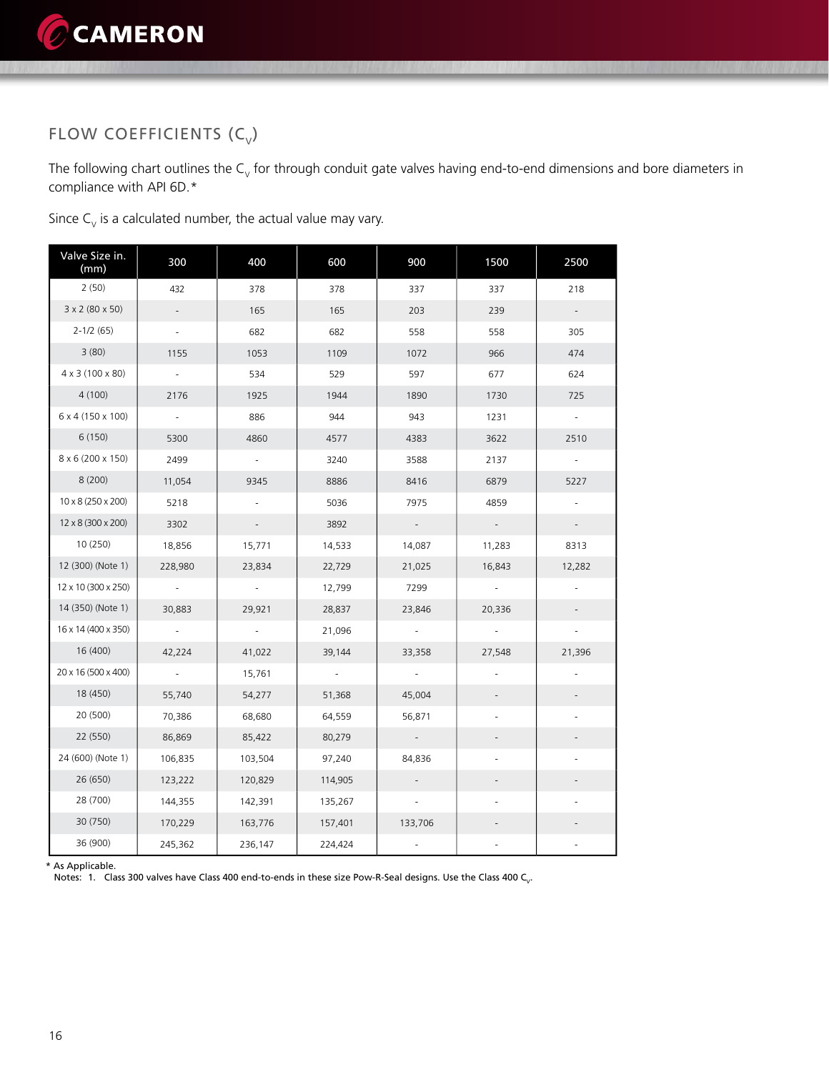## FLOW COEFFICIENTS ($C_V$)

The following chart outlines the $C_v$ for through conduit gate valves having end-to-end dimensions and bore diameters in compliance with API 6D.*

Since $C_v$ is a calculated number, the actual value may vary.

| Valve Size in. (mm) | 300 | 400 | 600 | 900 | 1500 | 2500 |
|---|---|---|---|---|---|---|
| 2 (50) | 432 | 378 | 378 | 337 | 337 | 218 |
| 3 x 2 (80 x 50) | - | 165 | 165 | 203 | 239 | - |
| 2-1/2 (65) | - | 682 | 682 | 558 | 558 | 305 |
| 3 (80) | 1155 | 1053 | 1109 | 1072 | 966 | 474 |
| 4 x 3 (100 x 80) | - | 534 | 529 | 597 | 677 | 624 |
| 4 (100) | 2176 | 1925 | 1944 | 1890 | 1730 | 725 |
| 6 x 4 (150 x 100) | - | 886 | 944 | 943 | 1231 | - |
| 6 (150) | 5300 | 4860 | 4577 | 4383 | 3622 | 2510 |
| 8 x 6 (200 x 150) | 2499 | - | 3240 | 3588 | 2137 | - |
| 8 (200) | 11,054 | 9345 | 8886 | 8416 | 6879 | 5227 |
| 10 x 8 (250 x 200) | 5218 | - | 5036 | 7975 | 4859 | - |
| 12 x 8 (300 x 200) | 3302 | - | 3892 | - | - | - |
| 10 (250) | 18,856 | 15,771 | 14,533 | 14,087 | 11,283 | 8313 |
| 12 (300) (Note 1) | 228,980 | 23,834 | 22,729 | 21,025 | 16,843 | 12,282 |
| 12 x 10 (300 x 250) | - | - | 12,799 | 7299 | - | - |
| 14 (350) (Note 1) | 30,883 | 29,921 | 28,837 | 23,846 | 20,336 | - |
| 16 x 14 (400 x 350) | - | - | 21,096 | - | - | - |
| 16 (400) | 42,224 | 41,022 | 39,144 | 33,358 | 27,548 | 21,396 |
| 20 x 16 (500 x 400) | - | 15,761 | - | - | - | - |
| 18 (450) | 55,740 | 54,277 | 51,368 | 45,004 | - | - |
| 20 (500) | 70,386 | 68,680 | 64,559 | 56,871 | - | - |
| 22 (550) | 86,869 | 85,422 | 80,279 | - | - | - |
| 24 (600) (Note 1) | 106,835 | 103,504 | 97,240 | 84,836 | - | - |
| 26 (650) | 123,222 | 120,829 | 114,905 | - | - | - |
| 28 (700) | 144,355 | 142,391 | 135,267 | - | - | - |
| 30 (750) | 170,229 | 163,776 | 157,401 | 133,706 | - | - |
| 36 (900) | 245,362 | 236,147 | 224,424 | - | - | - |

\* As Applicable.

Notes: 1. Class 300 valves have Class 400 end-to-ends in these size Pow-R-Seal designs. Use the Class 400 $C_v$.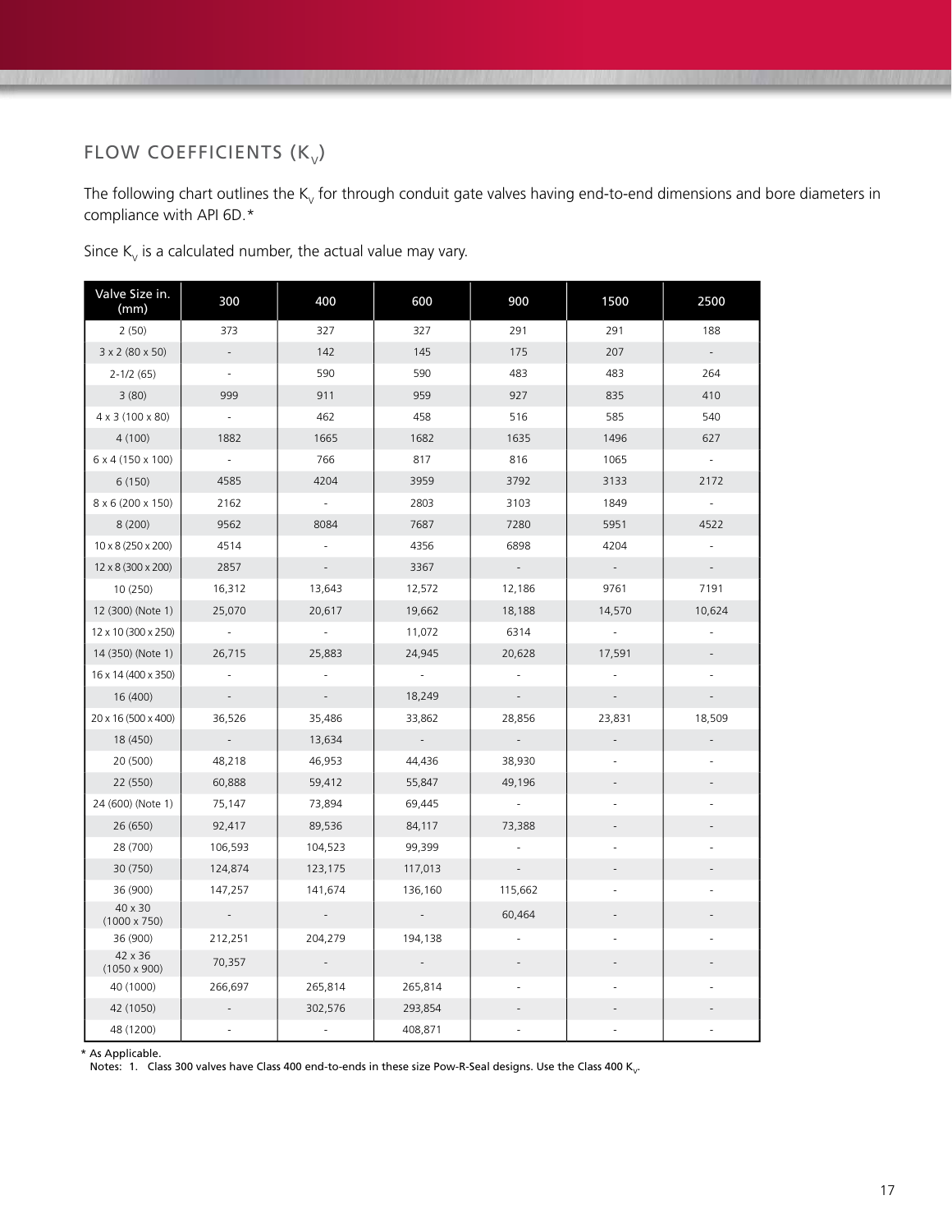## FLOW COEFFICIENTS ($K_V$)

The following chart outlines the $K_V$ for through conduit gate valves having end-to-end dimensions and bore diameters in compliance with API 6D.*

Since $K_V$ is a calculated number, the actual value may vary.

| Valve Size in. (mm) | 300 | 400 | 600 | 900 | 1500 | 2500 |
|---|---|---|---|---|---|---|
| 2 (50) | 373 | 327 | 327 | 291 | 291 | 188 |
| 3 x 2 (80 x 50) | - | 142 | 145 | 175 | 207 | - |
| 2-1/2 (65) | - | 590 | 590 | 483 | 483 | 264 |
| 3 (80) | 999 | 911 | 959 | 927 | 835 | 410 |
| 4 x 3 (100 x 80) | - | 462 | 458 | 516 | 585 | 540 |
| 4 (100) | 1882 | 1665 | 1682 | 1635 | 1496 | 627 |
| 6 x 4 (150 x 100) | - | 766 | 817 | 816 | 1065 | - |
| 6 (150) | 4585 | 4204 | 3959 | 3792 | 3133 | 2172 |
| 8 x 6 (200 x 150) | 2162 | - | 2803 | 3103 | 1849 | - |
| 8 (200) | 9562 | 8084 | 7687 | 7280 | 5951 | 4522 |
| 10 x 8 (250 x 200) | 4514 | - | 4356 | 6898 | 4204 | - |
| 12 x 8 (300 x 200) | 2857 | - | 3367 | - | - | - |
| 10 (250) | 16,312 | 13,643 | 12,572 | 12,186 | 9761 | 7191 |
| 12 (300) (Note 1) | 25,070 | 20,617 | 19,662 | 18,188 | 14,570 | 10,624 |
| 12 x 10 (300 x 250) | - | - | 11,072 | 6314 | - | - |
| 14 (350) (Note 1) | 26,715 | 25,883 | 24,945 | 20,628 | 17,591 | - |
| 16 x 14 (400 x 350) | - | - | - | - | - | - |
| 16 (400) | - | - | 18,249 | - | - | - |
| 20 x 16 (500 x 400) | 36,526 | 35,486 | 33,862 | 28,856 | 23,831 | 18,509 |
| 18 (450) | - | 13,634 | - | - | - | - |
| 20 (500) | 48,218 | 46,953 | 44,436 | 38,930 | - | - |
| 22 (550) | 60,888 | 59,412 | 55,847 | 49,196 | - | - |
| 24 (600) (Note 1) | 75,147 | 73,894 | 69,445 | - | - | - |
| 26 (650) | 92,417 | 89,536 | 84,117 | 73,388 | - | - |
| 28 (700) | 106,593 | 104,523 | 99,399 | - | - | - |
| 30 (750) | 124,874 | 123,175 | 117,013 | - | - | - |
| 36 (900) | 147,257 | 141,674 | 136,160 | 115,662 | - | - |
| 40 x 30 (1000 x 750) | - | - | - | 60,464 | - | - |
| 36 (900) | 212,251 | 204,279 | 194,138 | - | - | - |
| 42 x 36 (1050 x 900) | 70,357 | - | - | - | - | - |
| 40 (1000) | 266,697 | 265,814 | 265,814 | - | - | - |
| 42 (1050) | - | 302,576 | 293,854 | - | - | - |
| 48 (1200) | - | - | 408,871 | - | - | - |

\* As Applicable.

Notes: 1. Class 300 valves have Class 400 end-to-ends in these size Pow-R-Seal designs. Use the Class 400 $K_V$.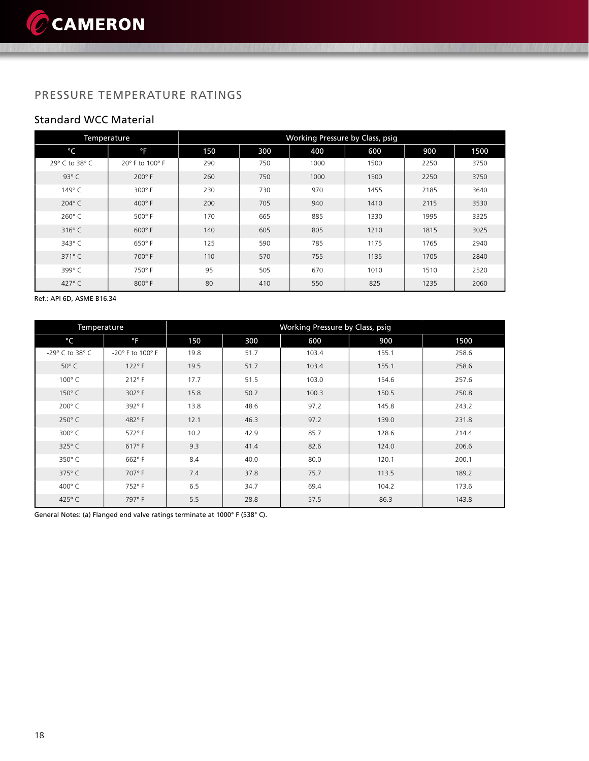## PRESSURE TEMPERATURE RATINGS

### Standard WCC Material

| Temperature | | Working Pressure by Class, psig | | | | | |
|---|---|---|---|---|---|---|---|
| °C | °F | 150 | 300 | 400 | 600 | 900 | 1500 |
| 29° C to 38° C | 20° F to 100° F | 290 | 750 | 1000 | 1500 | 2250 | 3750 |
| 93° C | 200° F | 260 | 750 | 1000 | 1500 | 2250 | 3750 |
| 149° C | 300° F | 230 | 730 | 970 | 1455 | 2185 | 3640 |
| 204° C | 400° F | 200 | 705 | 940 | 1410 | 2115 | 3530 |
| 260° C | 500° F | 170 | 665 | 885 | 1330 | 1995 | 3325 |
| 316° C | 600° F | 140 | 605 | 805 | 1210 | 1815 | 3025 |
| 343° C | 650° F | 125 | 590 | 785 | 1175 | 1765 | 2940 |
| 371° C | 700° F | 110 | 570 | 755 | 1135 | 1705 | 2840 |
| 399° C | 750° F | 95 | 505 | 670 | 1010 | 1510 | 2520 |
| 427° C | 800° F | 80 | 410 | 550 | 825 | 1235 | 2060 |

Ref.: API 6D, ASME B16.34

| Temperature | | Working Pressure by Class, psig | | | | |
|---|---|---|---|---|---|---|
| °C | °F | 150 | 300 | 600 | 900 | 1500 |
| -29° C to 38° C | -20° F to 100° F | 19.8 | 51.7 | 103.4 | 155.1 | 258.6 |
| 50° C | 122° F | 19.5 | 51.7 | 103.4 | 155.1 | 258.6 |
| 100° C | 212° F | 17.7 | 51.5 | 103.0 | 154.6 | 257.6 |
| 150° C | 302° F | 15.8 | 50.2 | 100.3 | 150.5 | 250.8 |
| 200° C | 392° F | 13.8 | 48.6 | 97.2 | 145.8 | 243.2 |
| 250° C | 482° F | 12.1 | 46.3 | 97.2 | 139.0 | 231.8 |
| 300° C | 572° F | 10.2 | 42.9 | 85.7 | 128.6 | 214.4 |
| 325° C | 617° F | 9.3 | 41.4 | 82.6 | 124.0 | 206.6 |
| 350° C | 662° F | 8.4 | 40.0 | 80.0 | 120.1 | 200.1 |
| 375° C | 707° F | 7.4 | 37.8 | 75.7 | 113.5 | 189.2 |
| 400° C | 752° F | 6.5 | 34.7 | 69.4 | 104.2 | 173.6 |
| 425° C | 797° F | 5.5 | 28.8 | 57.5 | 86.3 | 143.8 |

General Notes: (a) Flanged end valve ratings terminate at 1000° F (538° C).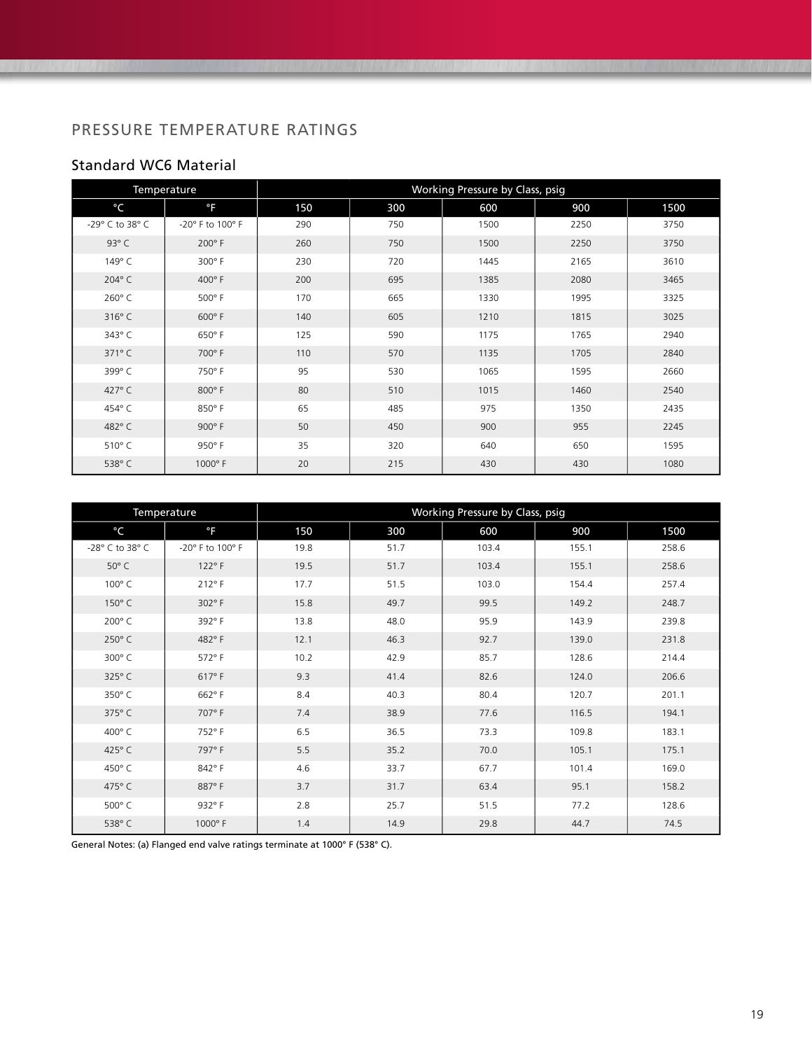## PRESSURE TEMPERATURE RATINGS

### Standard WC6 Material

| Temperature | | Working Pressure by Class, psig | | | | |
|---|---|---|---|---|---|---|
| °C | °F | 150 | 300 | 600 | 900 | 1500 |
| -29° C to 38° C | -20° F to 100° F | 290 | 750 | 1500 | 2250 | 3750 |
| 93° C | 200° F | 260 | 750 | 1500 | 2250 | 3750 |
| 149° C | 300° F | 230 | 720 | 1445 | 2165 | 3610 |
| 204° C | 400° F | 200 | 695 | 1385 | 2080 | 3465 |
| 260° C | 500° F | 170 | 665 | 1330 | 1995 | 3325 |
| 316° C | 600° F | 140 | 605 | 1210 | 1815 | 3025 |
| 343° C | 650° F | 125 | 590 | 1175 | 1765 | 2940 |
| 371° C | 700° F | 110 | 570 | 1135 | 1705 | 2840 |
| 399° C | 750° F | 95 | 530 | 1065 | 1595 | 2660 |
| 427° C | 800° F | 80 | 510 | 1015 | 1460 | 2540 |
| 454° C | 850° F | 65 | 485 | 975 | 1350 | 2435 |
| 482° C | 900° F | 50 | 450 | 900 | 955 | 2245 |
| 510° C | 950° F | 35 | 320 | 640 | 650 | 1595 |
| 538° C | 1000° F | 20 | 215 | 430 | 430 | 1080 |

| Temperature | | Working Pressure by Class, psig | | | | |
|---|---|---|---|---|---|---|
| °C | °F | 150 | 300 | 600 | 900 | 1500 |
| -28° C to 38° C | -20° F to 100° F | 19.8 | 51.7 | 103.4 | 155.1 | 258.6 |
| 50° C | 122° F | 19.5 | 51.7 | 103.4 | 155.1 | 258.6 |
| 100° C | 212° F | 17.7 | 51.5 | 103.0 | 154.4 | 257.4 |
| 150° C | 302° F | 15.8 | 49.7 | 99.5 | 149.2 | 248.7 |
| 200° C | 392° F | 13.8 | 48.0 | 95.9 | 143.9 | 239.8 |
| 250° C | 482° F | 12.1 | 46.3 | 92.7 | 139.0 | 231.8 |
| 300° C | 572° F | 10.2 | 42.9 | 85.7 | 128.6 | 214.4 |
| 325° C | 617° F | 9.3 | 41.4 | 82.6 | 124.0 | 206.6 |
| 350° C | 662° F | 8.4 | 40.3 | 80.4 | 120.7 | 201.1 |
| 375° C | 707° F | 7.4 | 38.9 | 77.6 | 116.5 | 194.1 |
| 400° C | 752° F | 6.5 | 36.5 | 73.3 | 109.8 | 183.1 |
| 425° C | 797° F | 5.5 | 35.2 | 70.0 | 105.1 | 175.1 |
| 450° C | 842° F | 4.6 | 33.7 | 67.7 | 101.4 | 169.0 |
| 475° C | 887° F | 3.7 | 31.7 | 63.4 | 95.1 | 158.2 |
| 500° C | 932° F | 2.8 | 25.7 | 51.5 | 77.2 | 128.6 |
| 538° C | 1000° F | 1.4 | 14.9 | 29.8 | 44.7 | 74.5 |

General Notes: (a) Flanged end valve ratings terminate at 1000° F (538° C).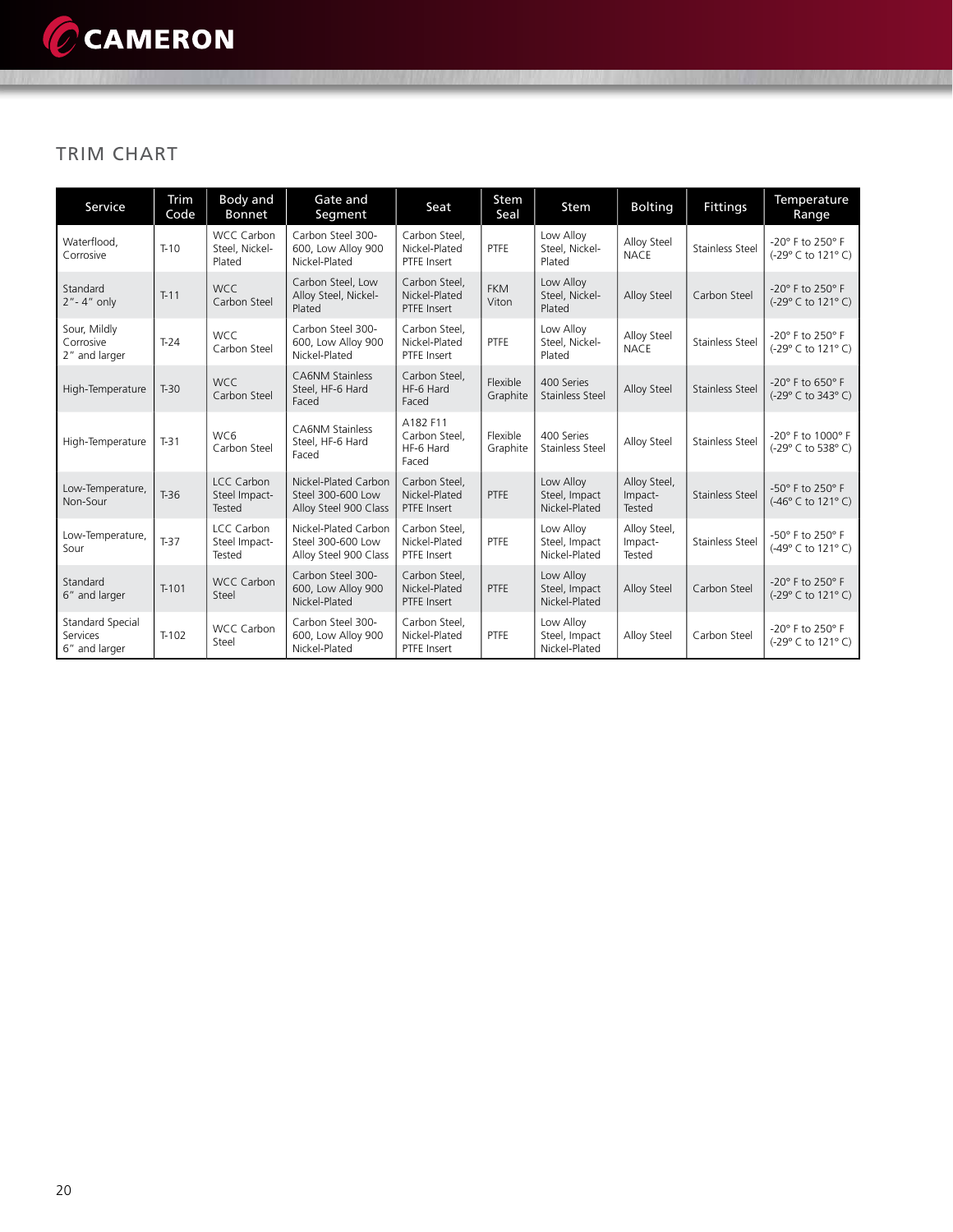## TRIM CHART

| Service | Trim Code | Body and Bonnet | Gate and Segment | Seat | Stem Seal | Stem | Bolting | Fittings | Temperature Range |
|---|---|---|---|---|---|---|---|---|---|
| Waterflood, Corrosive | T-10 | WCC Carbon Steel, Nickel-Plated | Carbon Steel 300-600, Low Alloy 900 Nickel-Plated | Carbon Steel, Nickel-Plated PTFE Insert | PTFE | Low Alloy Steel, Nickel-Plated | Alloy Steel NACE | Stainless Steel | -20° F to 250° F (-29° C to 121° C) |
| Standard 2"- 4" only | T-11 | WCC Carbon Steel | Carbon Steel, Low Alloy Steel, Nickel-Plated | Carbon Steel, Nickel-Plated PTFE Insert | FKM Viton | Low Alloy Steel, Nickel-Plated | Alloy Steel | Carbon Steel | -20° F to 250° F (-29° C to 121° C) |
| Sour, Mildly Corrosive 2" and larger | T-24 | WCC Carbon Steel | Carbon Steel 300-600, Low Alloy 900 Nickel-Plated | Carbon Steel, Nickel-Plated PTFE Insert | PTFE | Low Alloy Steel, Nickel-Plated | Alloy Steel NACE | Stainless Steel | -20° F to 250° F (-29° C to 121° C) |
| High-Temperature | T-30 | WCC Carbon Steel | CA6NM Stainless Steel, HF-6 Hard Faced | Carbon Steel, HF-6 Hard Faced | Flexible Graphite | 400 Series Stainless Steel | Alloy Steel | Stainless Steel | -20° F to 650° F (-29° C to 343° C) |
| High-Temperature | T-31 | WC6 Carbon Steel | CA6NM Stainless Steel, HF-6 Hard Faced | A182 F11 Carbon Steel, HF-6 Hard Faced | Flexible Graphite | 400 Series Stainless Steel | Alloy Steel | Stainless Steel | -20° F to 1000° F (-29° C to 538° C) |
| Low-Temperature, Non-Sour | T-36 | LCC Carbon Steel Impact-Tested | Nickel-Plated Carbon Steel 300-600 Low Alloy Steel 900 Class | Carbon Steel, Nickel-Plated PTFE Insert | PTFE | Low Alloy Steel, Impact Nickel-Plated | Alloy Steel, Impact-Tested | Stainless Steel | -50° F to 250° F (-46° C to 121° C) |
| Low-Temperature, Sour | T-37 | LCC Carbon Steel Impact-Tested | Nickel-Plated Carbon Steel 300-600 Low Alloy Steel 900 Class | Carbon Steel, Nickel-Plated PTFE Insert | PTFE | Low Alloy Steel, Impact Nickel-Plated | Alloy Steel, Impact-Tested | Stainless Steel | -50° F to 250° F (-49° C to 121° C) |
| Standard 6" and larger | T-101 | WCC Carbon Steel | Carbon Steel 300-600, Low Alloy 900 Nickel-Plated | Carbon Steel, Nickel-Plated PTFE Insert | PTFE | Low Alloy Steel, Impact Nickel-Plated | Alloy Steel | Carbon Steel | -20° F to 250° F (-29° C to 121° C) |
| Standard Special Services 6" and larger | T-102 | WCC Carbon Steel | Carbon Steel 300-600, Low Alloy 900 Nickel-Plated | Carbon Steel, Nickel-Plated PTFE Insert | PTFE | Low Alloy Steel, Impact Nickel-Plated | Alloy Steel | Carbon Steel | -20° F to 250° F (-29° C to 121° C) |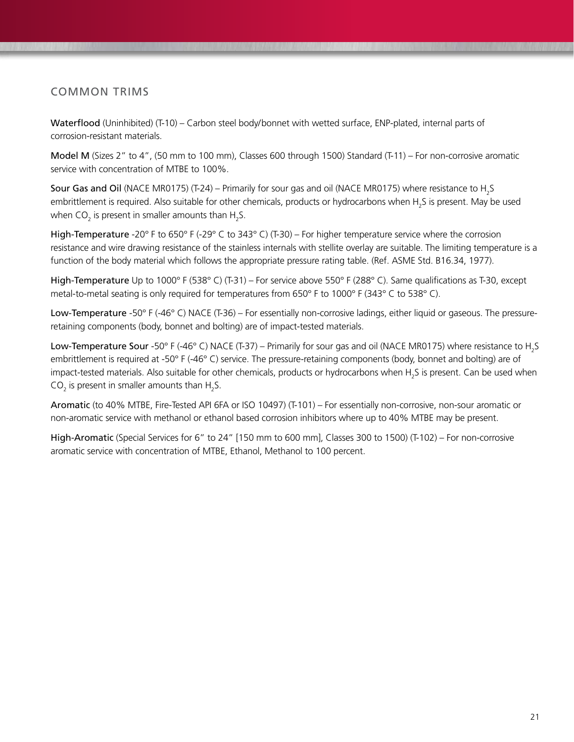## COMMON TRIMS

**Waterflood** (Uninhibited) (T-10) – Carbon steel body/bonnet with wetted surface, ENP-plated, internal parts of corrosion-resistant materials.

**Model M** (Sizes 2" to 4", (50 mm to 100 mm), Classes 600 through 1500) Standard (T-11) – For non-corrosive aromatic service with concentration of MTBE to 100%.

**Sour Gas and Oil** (NACE MR0175) (T-24) – Primarily for sour gas and oil (NACE MR0175) where resistance to $H_2S$ embrittlement is required. Also suitable for other chemicals, products or hydrocarbons when $H_2S$ is present. May be used when $CO_2$ is present in smaller amounts than $H_2S$.

**High-Temperature** -20° F to 650° F (-29° C to 343° C) (T-30) – For higher temperature service where the corrosion resistance and wire drawing resistance of the stainless internals with stellite overlay are suitable. The limiting temperature is a function of the body material which follows the appropriate pressure rating table. (Ref. ASME Std. B16.34, 1977).

**High-Temperature** Up to 1000° F (538° C) (T-31) – For service above 550° F (288° C). Same qualifications as T-30, except metal-to-metal seating is only required for temperatures from 650° F to 1000° F (343° C to 538° C).

**Low-Temperature** -50° F (-46° C) NACE (T-36) – For essentially non-corrosive ladings, either liquid or gaseous. The pressure-retaining components (body, bonnet and bolting) are of impact-tested materials.

**Low-Temperature Sour** -50° F (-46° C) NACE (T-37) – Primarily for sour gas and oil (NACE MR0175) where resistance to $H_2S$ embrittlement is required at -50° F (-46° C) service. The pressure-retaining components (body, bonnet and bolting) are of impact-tested materials. Also suitable for other chemicals, products or hydrocarbons when $H_2S$ is present. Can be used when $CO_2$ is present in smaller amounts than $H_2S$.

**Aromatic** (to 40% MTBE, Fire-Tested API 6FA or ISO 10497) (T-101) – For essentially non-corrosive, non-sour aromatic or non-aromatic service with methanol or ethanol based corrosion inhibitors where up to 40% MTBE may be present.

**High-Aromatic** (Special Services for 6" to 24" [150 mm to 600 mm], Classes 300 to 1500) (T-102) – For non-corrosive aromatic service with concentration of MTBE, Ethanol, Methanol to 100 percent.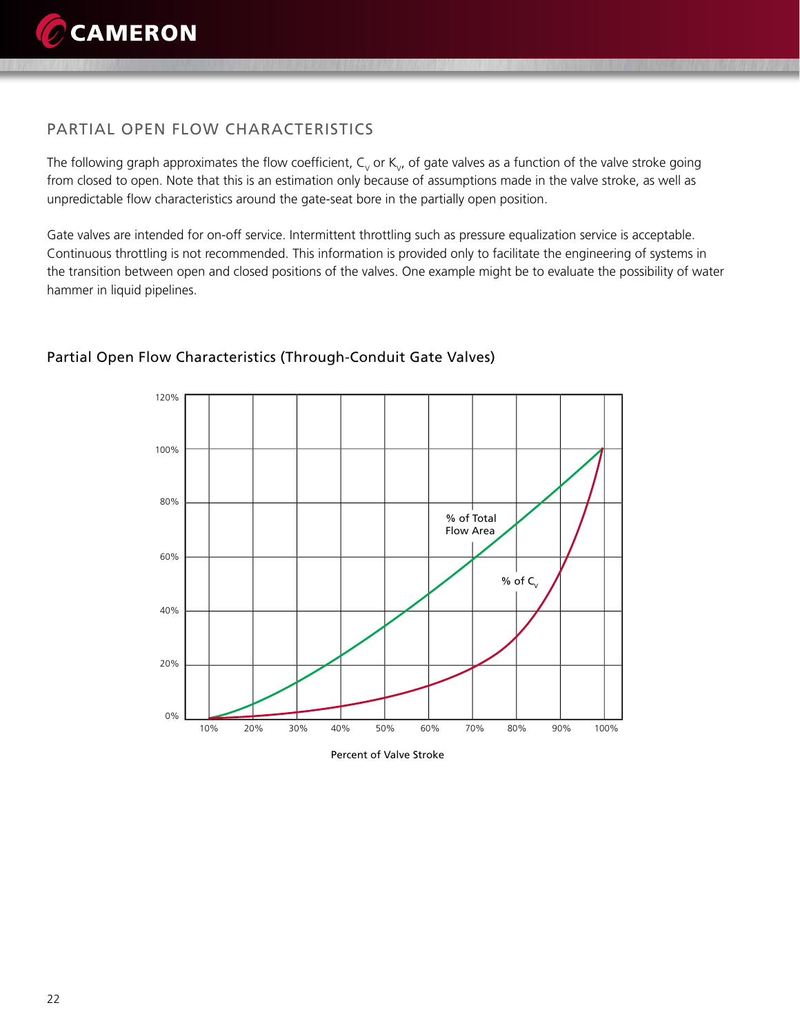## PARTIAL OPEN FLOW CHARACTERISTICS

The following graph approximates the flow coefficient, $C_v$ or $K_v$, of gate valves as a function of the valve stroke going from closed to open. Note that this is an estimation only because of assumptions made in the valve stroke, as well as unpredictable flow characteristics around the gate-seat bore in the partially open position.

Gate valves are intended for on-off service. Intermittent throttling such as pressure equalization service is acceptable. Continuous throttling is not recommended. This information is provided only to facilitate the engineering of systems in the transition between open and closed positions of the valves. One example might be to evaluate the possibility of water hammer in liquid pipelines.

### Partial Open Flow Characteristics (Through-Conduit Gate Valves)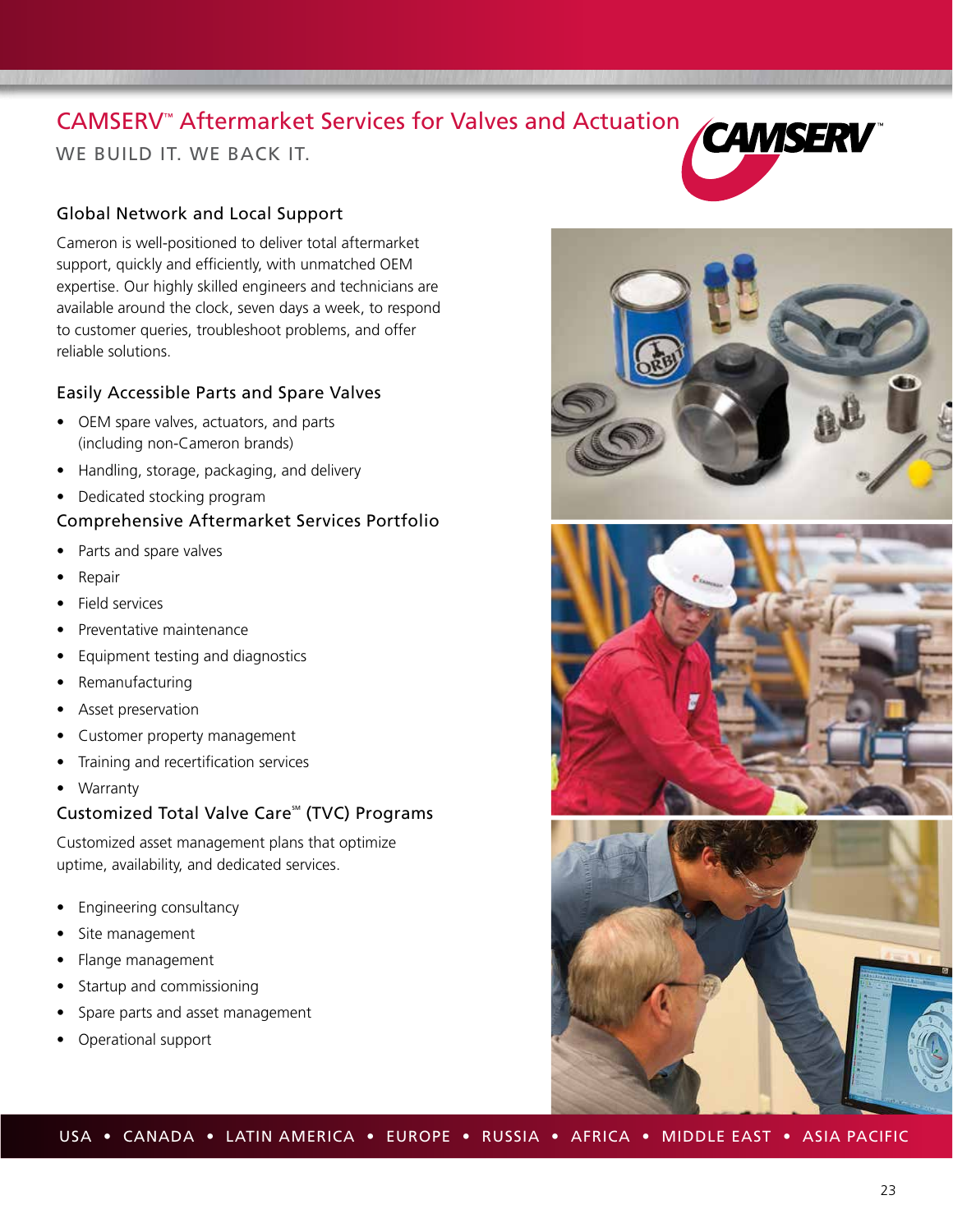# CAMSERV™ Aftermarket Services for Valves and Actuation

WE BUILD IT. WE BACK IT.

## Global Network and Local Support

Cameron is well-positioned to deliver total aftermarket support, quickly and efficiently, with unmatched OEM expertise. Our highly skilled engineers and technicians are available around the clock, seven days a week, to respond to customer queries, troubleshoot problems, and offer reliable solutions.

## Easily Accessible Parts and Spare Valves

- OEM spare valves, actuators, and parts (including non-Cameron brands)
- Handling, storage, packaging, and delivery
- Dedicated stocking program

## Comprehensive Aftermarket Services Portfolio

- Parts and spare valves
- Repair
- Field services
- Preventative maintenance
- Equipment testing and diagnostics
- Remanufacturing
- Asset preservation
- Customer property management
- Training and recertification services
- Warranty

## Customized Total Valve Care℠ (TVC) Programs

Customized asset management plans that optimize uptime, availability, and dedicated services.

- Engineering consultancy
- Site management
- Flange management
- Startup and commissioning
- Spare parts and asset management
- Operational support

USA • CANADA • LATIN AMERICA • EUROPE • RUSSIA • AFRICA • MIDDLE EAST • ASIA PACIFIC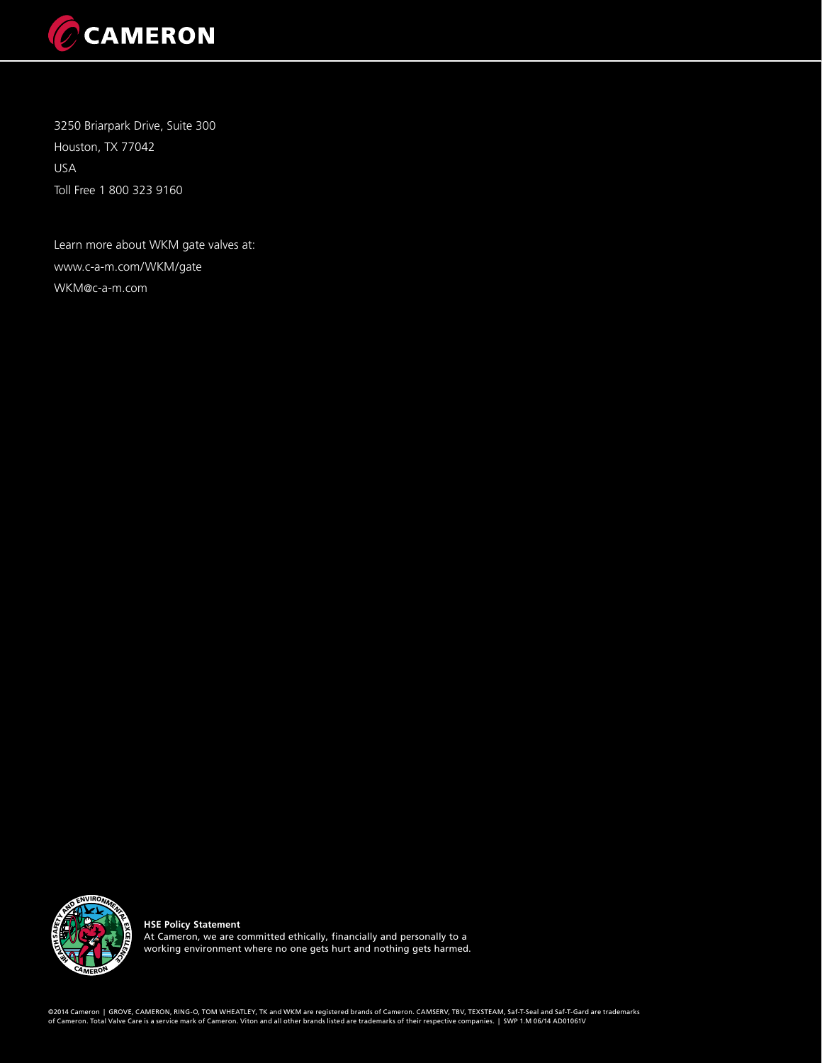CAMERON

3250 Briarpark Drive, Suite 300
Houston, TX 77042
USA
Toll Free 1 800 323 9160

Learn more about WKM gate valves at:
www.c-a-m.com/WKM/gate
WKM@c-a-m.com

**HSE Policy Statement**
At Cameron, we are committed ethically, financially and personally to a working environment where no one gets hurt and nothing gets harmed.

©2014 Cameron | GROVE, CAMERON, RING-O, TOM WHEATLEY, TK and WKM are registered brands of Cameron. CAMSERV, TBV, TEXSTEAM, Saf-T-Seal and Saf-T-Gard are trademarks of Cameron. Total Valve Care is a service mark of Cameron. Viton and all other brands listed are trademarks of their respective companies. | SWP 1.M 06/14 AD01061V